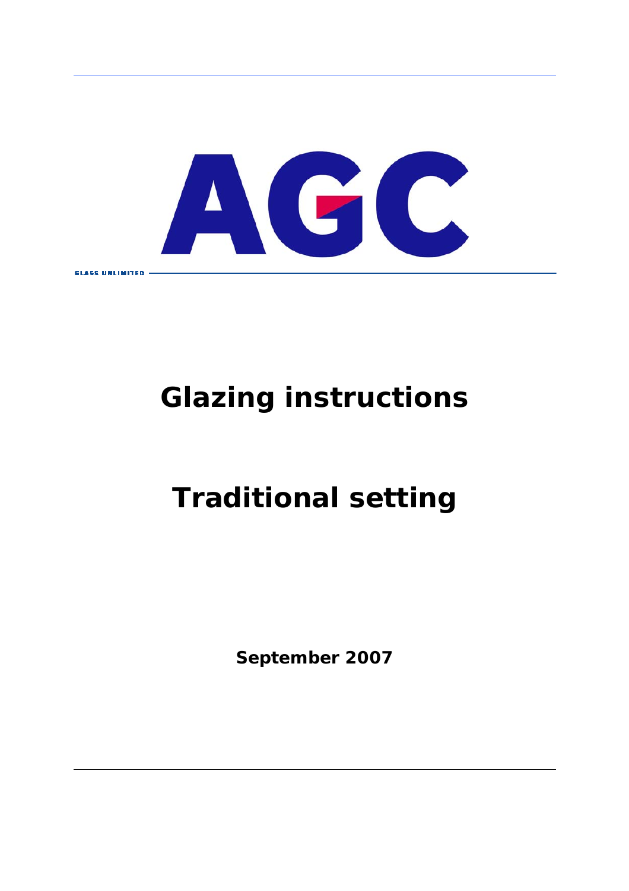AGC

GLASS UNLIMITED

# Glazing instructions

# Traditional setting

**September 2007**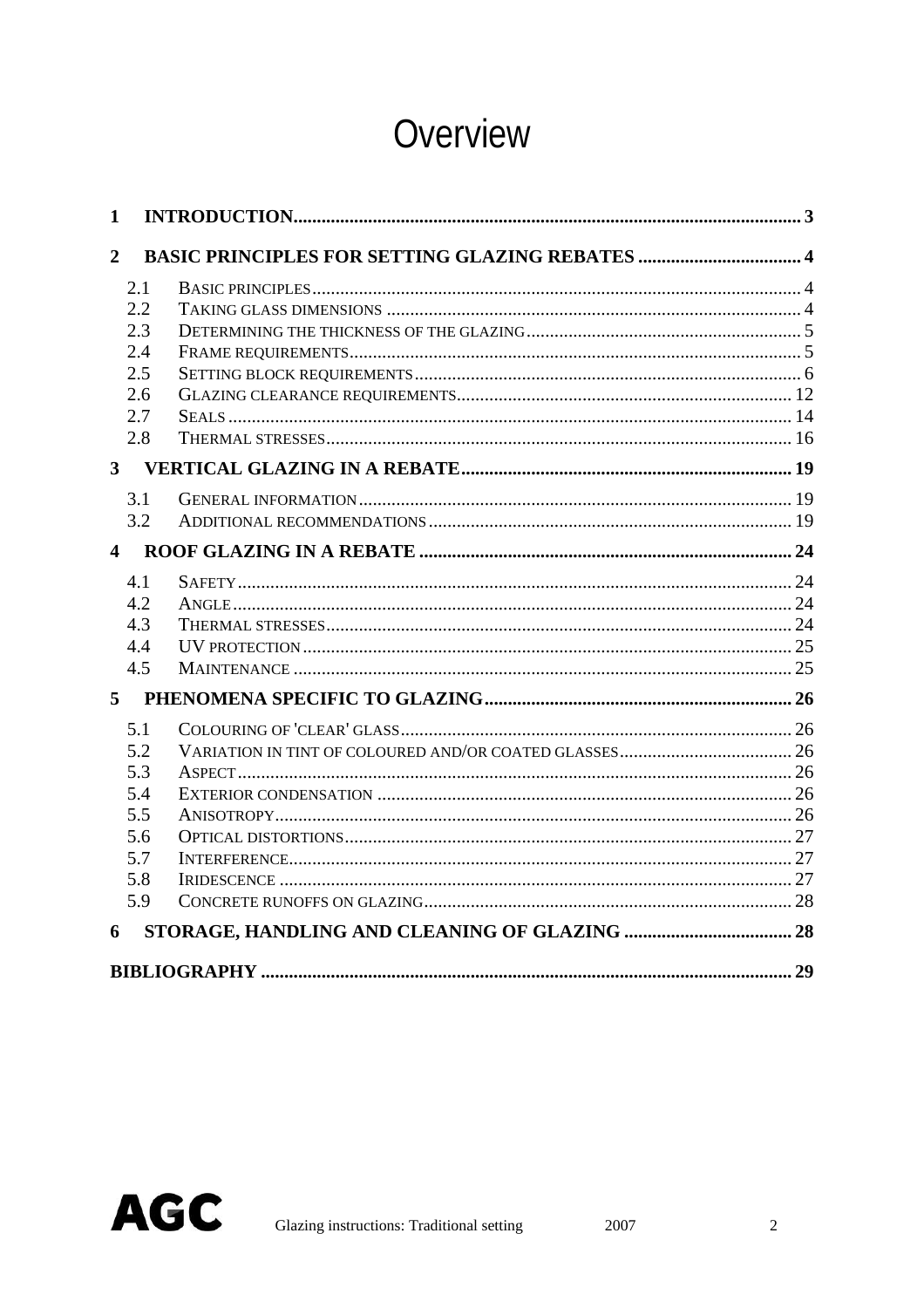# Overview

**1 INTRODUCTION** .......... **3**

**2 BASIC PRINCIPLES FOR SETTING GLAZING REBATES** .......... **4**

- 2.1 Basic principles .......... 4
- 2.2 Taking glass dimensions .......... 4
- 2.3 Determining the thickness of the glazing .......... 5
- 2.4 Frame requirements .......... 5
- 2.5 Setting block requirements .......... 6
- 2.6 Glazing clearance requirements .......... 12
- 2.7 Seals .......... 14
- 2.8 Thermal stresses .......... 16

**3 VERTICAL GLAZING IN A REBATE** .......... **19**

- 3.1 General information .......... 19
- 3.2 Additional recommendations .......... 19

**4 ROOF GLAZING IN A REBATE** .......... **24**

- 4.1 Safety .......... 24
- 4.2 Angle .......... 24
- 4.3 Thermal stresses .......... 24
- 4.4 UV protection .......... 25
- 4.5 Maintenance .......... 25

**5 PHENOMENA SPECIFIC TO GLAZING** .......... **26**

- 5.1 Colouring of 'clear' glass .......... 26
- 5.2 Variation in tint of coloured and/or coated glasses .......... 26
- 5.3 Aspect .......... 26
- 5.4 Exterior condensation .......... 26
- 5.5 Anisotropy .......... 26
- 5.6 Optical distortions .......... 27
- 5.7 Interference .......... 27
- 5.8 Iridescence .......... 27
- 5.9 Concrete runoffs on glazing .......... 28

**6 STORAGE, HANDLING AND CLEANING OF GLAZING** .......... **28**

**BIBLIOGRAPHY** .......... **29**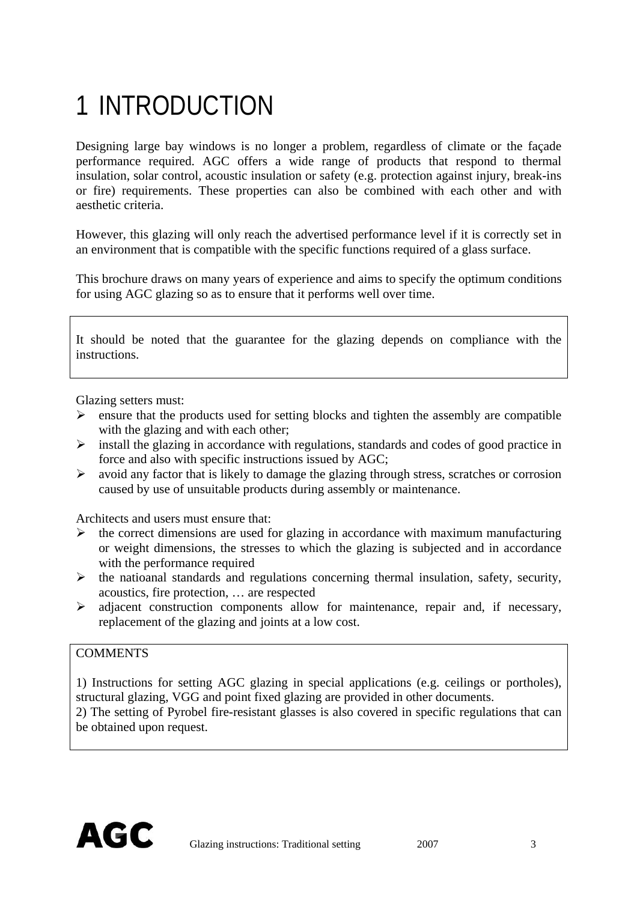# 1 INTRODUCTION

Designing large bay windows is no longer a problem, regardless of climate or the façade performance required. AGC offers a wide range of products that respond to thermal insulation, solar control, acoustic insulation or safety (e.g. protection against injury, break-ins or fire) requirements. These properties can also be combined with each other and with aesthetic criteria.

However, this glazing will only reach the advertised performance level if it is correctly set in an environment that is compatible with the specific functions required of a glass surface.

This brochure draws on many years of experience and aims to specify the optimum conditions for using AGC glazing so as to ensure that it performs well over time.

> It should be noted that the guarantee for the glazing depends on compliance with the instructions.

Glazing setters must:

- ensure that the products used for setting blocks and tighten the assembly are compatible with the glazing and with each other;
- install the glazing in accordance with regulations, standards and codes of good practice in force and also with specific instructions issued by AGC;
- avoid any factor that is likely to damage the glazing through stress, scratches or corrosion caused by use of unsuitable products during assembly or maintenance.

Architects and users must ensure that:

- the correct dimensions are used for glazing in accordance with maximum manufacturing or weight dimensions, the stresses to which the glazing is subjected and in accordance with the performance required
- the natioanal standards and regulations concerning thermal insulation, safety, security, acoustics, fire protection, … are respected
- adjacent construction components allow for maintenance, repair and, if necessary, replacement of the glazing and joints at a low cost.

> COMMENTS
>
> 1) Instructions for setting AGC glazing in special applications (e.g. ceilings or portholes), structural glazing, VGG and point fixed glazing are provided in other documents.
> 2) The setting of Pyrobel fire-resistant glasses is also covered in specific regulations that can be obtained upon request.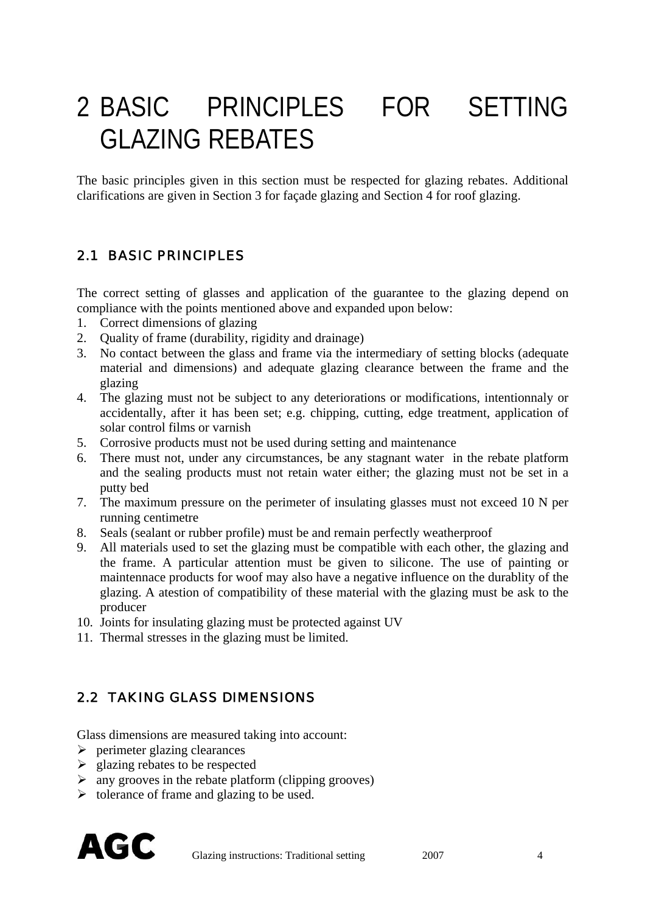# 2 BASIC PRINCIPLES FOR SETTING GLAZING REBATES

The basic principles given in this section must be respected for glazing rebates. Additional clarifications are given in Section 3 for façade glazing and Section 4 for roof glazing.

## 2.1 BASIC PRINCIPLES

The correct setting of glasses and application of the guarantee to the glazing depend on compliance with the points mentioned above and expanded upon below:

1. Correct dimensions of glazing
2. Quality of frame (durability, rigidity and drainage)
3. No contact between the glass and frame via the intermediary of setting blocks (adequate material and dimensions) and adequate glazing clearance between the frame and the glazing
4. The glazing must not be subject to any deteriorations or modifications, intentionnaly or accidentally, after it has been set; e.g. chipping, cutting, edge treatment, application of solar control films or varnish
5. Corrosive products must not be used during setting and maintenance
6. There must not, under any circumstances, be any stagnant water in the rebate platform and the sealing products must not retain water either; the glazing must not be set in a putty bed
7. The maximum pressure on the perimeter of insulating glasses must not exceed 10 N per running centimetre
8. Seals (sealant or rubber profile) must be and remain perfectly weatherproof
9. All materials used to set the glazing must be compatible with each other, the glazing and the frame. A particular attention must be given to silicone. The use of painting or maintennace products for woof may also have a negative influence on the durablity of the glazing. A atestion of compatibility of these material with the glazing must be ask to the producer
10. Joints for insulating glazing must be protected against UV
11. Thermal stresses in the glazing must be limited.

## 2.2 TAKING GLASS DIMENSIONS

Glass dimensions are measured taking into account:

- perimeter glazing clearances
- glazing rebates to be respected
- any grooves in the rebate platform (clipping grooves)
- tolerance of frame and glazing to be used.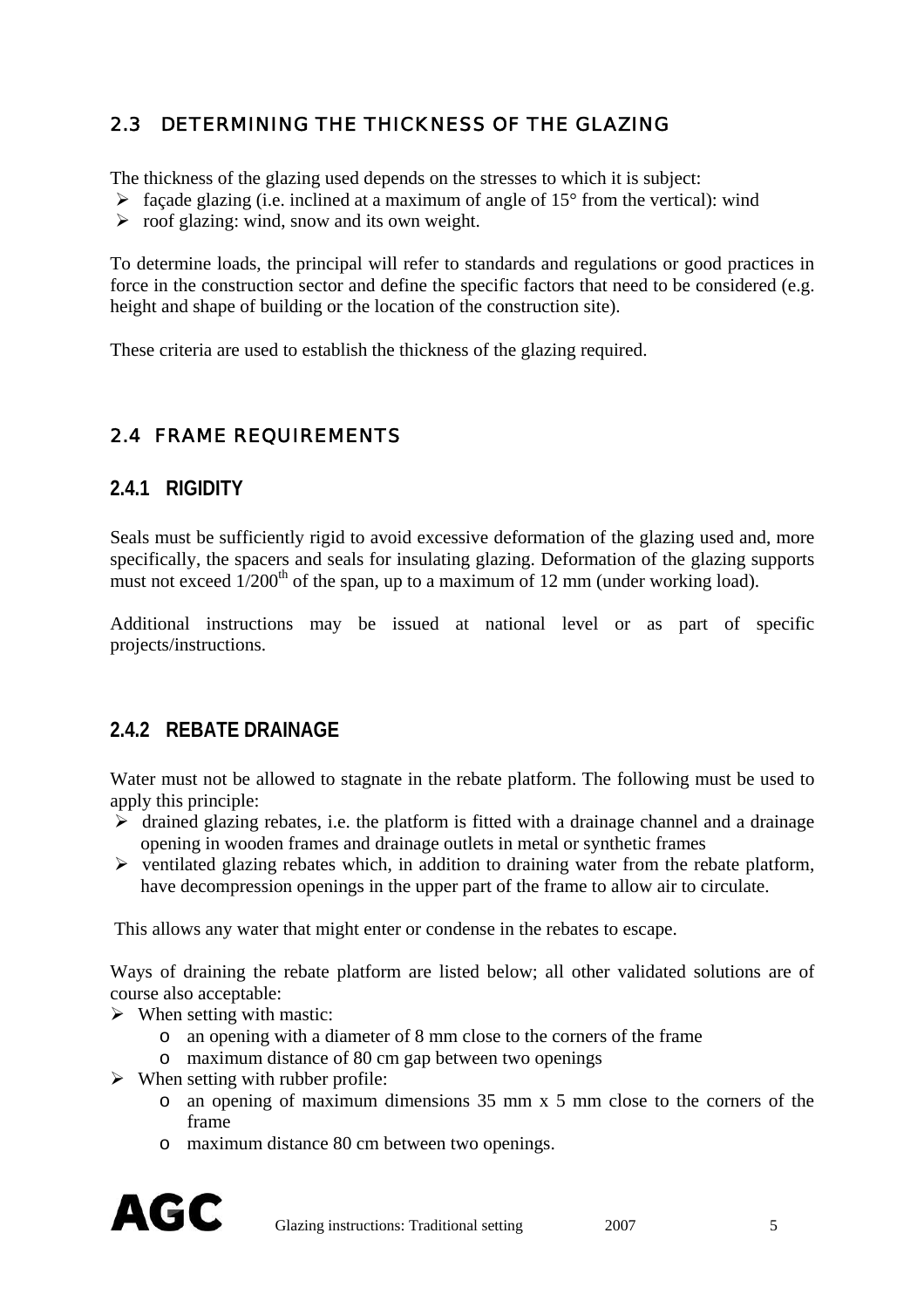## 2.3 DETERMINING THE THICKNESS OF THE GLAZING

The thickness of the glazing used depends on the stresses to which it is subject:

- façade glazing (i.e. inclined at a maximum of angle of 15° from the vertical): wind
- roof glazing: wind, snow and its own weight.

To determine loads, the principal will refer to standards and regulations or good practices in force in the construction sector and define the specific factors that need to be considered (e.g. height and shape of building or the location of the construction site).

These criteria are used to establish the thickness of the glazing required.

## 2.4 FRAME REQUIREMENTS

### 2.4.1 RIGIDITY

Seals must be sufficiently rigid to avoid excessive deformation of the glazing used and, more specifically, the spacers and seals for insulating glazing. Deformation of the glazing supports must not exceed 1/200th of the span, up to a maximum of 12 mm (under working load).

Additional instructions may be issued at national level or as part of specific projects/instructions.

### 2.4.2 REBATE DRAINAGE

Water must not be allowed to stagnate in the rebate platform. The following must be used to apply this principle:

- drained glazing rebates, i.e. the platform is fitted with a drainage channel and a drainage opening in wooden frames and drainage outlets in metal or synthetic frames
- ventilated glazing rebates which, in addition to draining water from the rebate platform, have decompression openings in the upper part of the frame to allow air to circulate.

This allows any water that might enter or condense in the rebates to escape.

Ways of draining the rebate platform are listed below; all other validated solutions are of course also acceptable:

- When setting with mastic:
  - an opening with a diameter of 8 mm close to the corners of the frame
  - maximum distance of 80 cm gap between two openings
- When setting with rubber profile:
  - an opening of maximum dimensions 35 mm x 5 mm close to the corners of the frame
  - maximum distance 80 cm between two openings.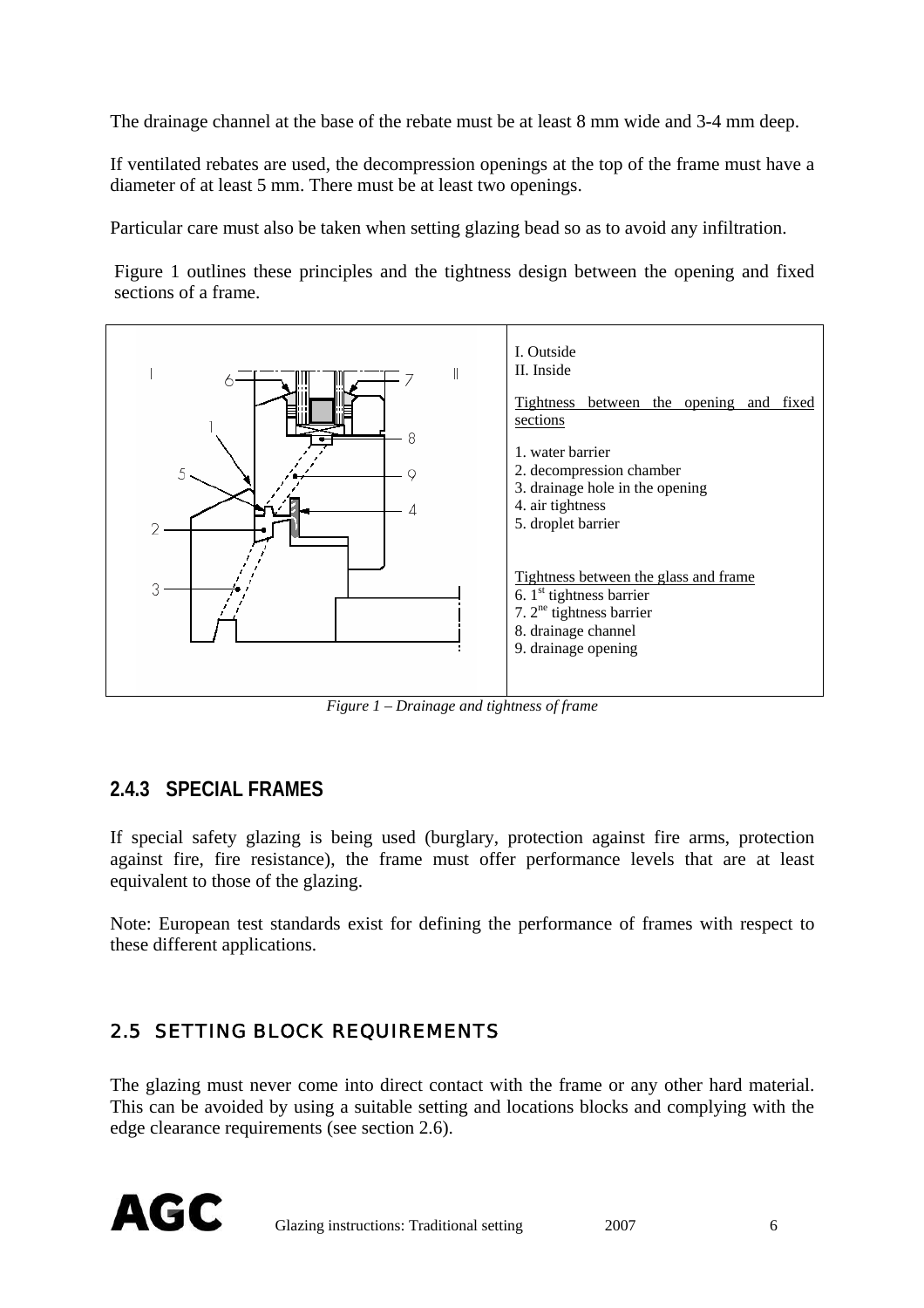The drainage channel at the base of the rebate must be at least 8 mm wide and 3-4 mm deep.

If ventilated rebates are used, the decompression openings at the top of the frame must have a diameter of at least 5 mm. There must be at least two openings.

Particular care must also be taken when setting glazing bead so as to avoid any infiltration.

Figure 1 outlines these principles and the tightness design between the opening and fixed sections of a frame.

I. Outside
II. Inside

Tightness between the opening and fixed sections

1. water barrier
2. decompression chamber
3. drainage hole in the opening
4. air tightness
5. droplet barrier

Tightness between the glass and frame

6. 1st tightness barrier
7. 2ne tightness barrier
8. drainage channel
9. drainage opening

*Figure 1 – Drainage and tightness of frame*

### 2.4.3 SPECIAL FRAMES

If special safety glazing is being used (burglary, protection against fire arms, protection against fire, fire resistance), the frame must offer performance levels that are at least equivalent to those of the glazing.

Note: European test standards exist for defining the performance of frames with respect to these different applications.

## 2.5 SETTING BLOCK REQUIREMENTS

The glazing must never come into direct contact with the frame or any other hard material. This can be avoided by using a suitable setting and locations blocks and complying with the edge clearance requirements (see section 2.6).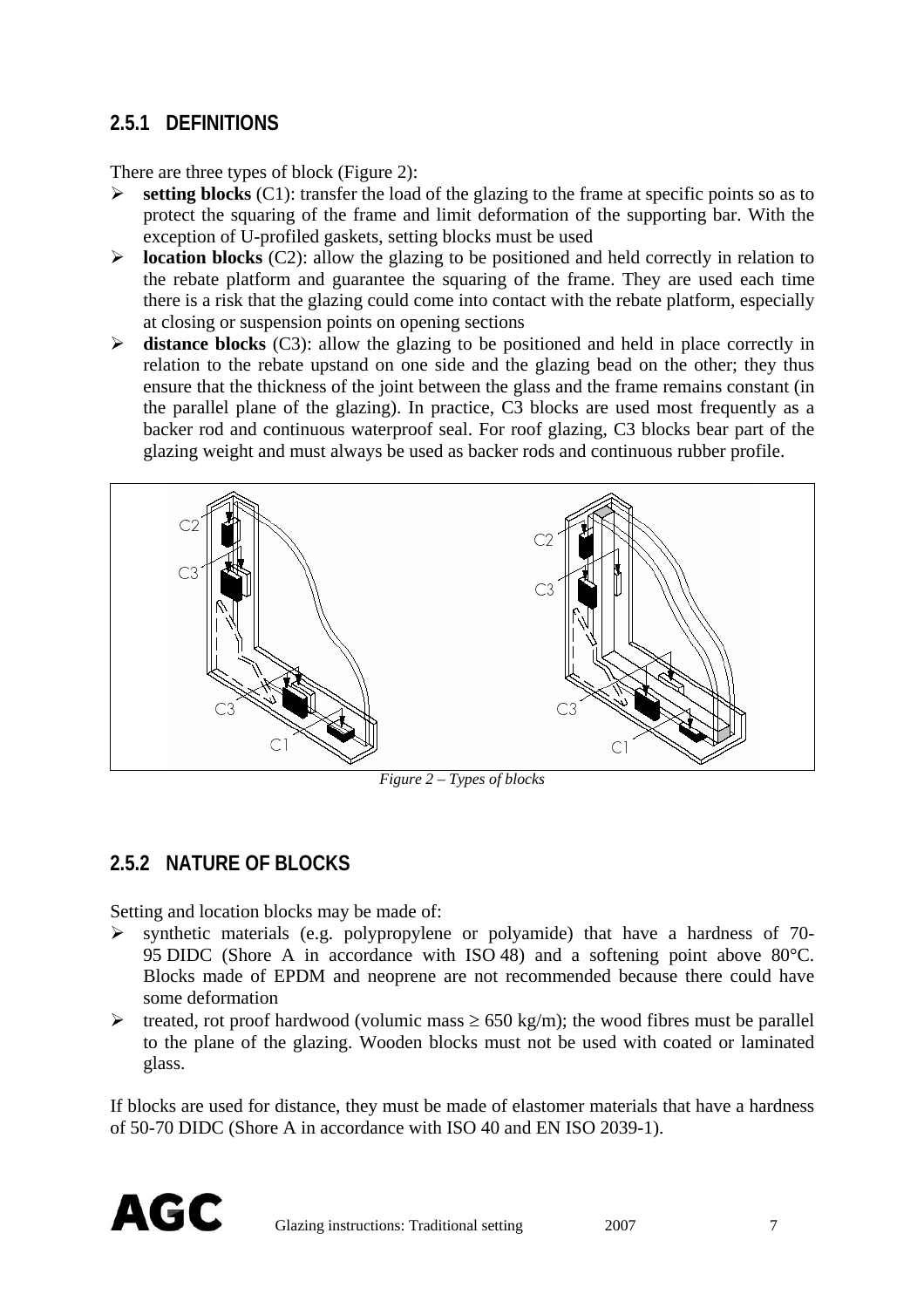### 2.5.1 DEFINITIONS

There are three types of block (Figure 2):

- **setting blocks** (C1): transfer the load of the glazing to the frame at specific points so as to protect the squaring of the frame and limit deformation of the supporting bar. With the exception of U-profiled gaskets, setting blocks must be used
- **location blocks** (C2): allow the glazing to be positioned and held correctly in relation to the rebate platform and guarantee the squaring of the frame. They are used each time there is a risk that the glazing could come into contact with the rebate platform, especially at closing or suspension points on opening sections
- **distance blocks** (C3): allow the glazing to be positioned and held in place correctly in relation to the rebate upstand on one side and the glazing bead on the other; they thus ensure that the thickness of the joint between the glass and the frame remains constant (in the parallel plane of the glazing). In practice, C3 blocks are used most frequently as a backer rod and continuous waterproof seal. For roof glazing, C3 blocks bear part of the glazing weight and must always be used as backer rods and continuous rubber profile.

*Figure 2 – Types of blocks*

### 2.5.2 NATURE OF BLOCKS

Setting and location blocks may be made of:

- synthetic materials (e.g. polypropylene or polyamide) that have a hardness of 70-95 DIDC (Shore A in accordance with ISO 48) and a softening point above 80°C. Blocks made of EPDM and neoprene are not recommended because there could have some deformation
- treated, rot proof hardwood (volumic mass ≥ 650 kg/m); the wood fibres must be parallel to the plane of the glazing. Wooden blocks must not be used with coated or laminated glass.

If blocks are used for distance, they must be made of elastomer materials that have a hardness of 50-70 DIDC (Shore A in accordance with ISO 40 and EN ISO 2039-1).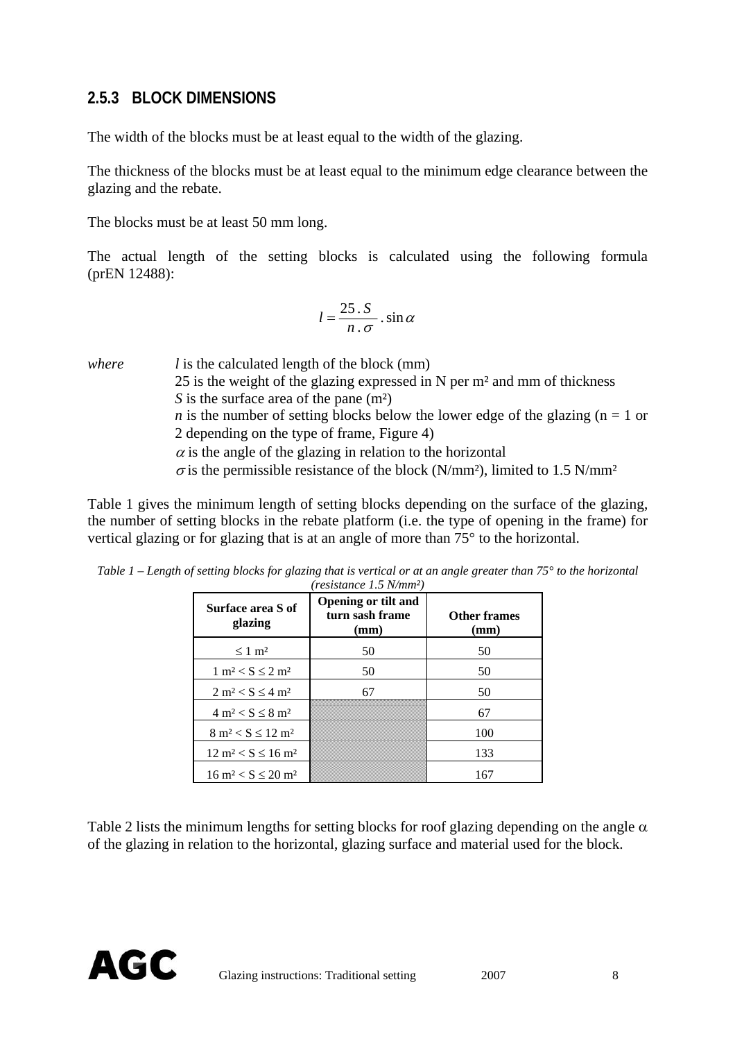## 2.5.3 BLOCK DIMENSIONS

The width of the blocks must be at least equal to the width of the glazing.

The thickness of the blocks must be at least equal to the minimum edge clearance between the glazing and the rebate.

The blocks must be at least 50 mm long.

The actual length of the setting blocks is calculated using the following formula (prEN 12488):

$$l = \frac{25 \,.\, S}{n \,.\, \sigma} \,.\, \sin \alpha$$

*where* $l$ is the calculated length of the block (mm)
25 is the weight of the glazing expressed in N per m² and mm of thickness
$S$ is the surface area of the pane (m²)
$n$ is the number of setting blocks below the lower edge of the glazing (n = 1 or 2 depending on the type of frame, Figure 4)
$\alpha$ is the angle of the glazing in relation to the horizontal
$\sigma$ is the permissible resistance of the block (N/mm²), limited to 1.5 N/mm²

Table 1 gives the minimum length of setting blocks depending on the surface of the glazing, the number of setting blocks in the rebate platform (i.e. the type of opening in the frame) for vertical glazing or for glazing that is at an angle of more than 75° to the horizontal.

*Table 1 – Length of setting blocks for glazing that is vertical or at an angle greater than 75° to the horizontal (resistance 1.5 N/mm²)*

| Surface area S of glazing | Opening or tilt and turn sash frame (mm) | Other frames (mm) |
|---|---|---|
| ≤ 1 m² | 50 | 50 |
| 1 m² < S ≤ 2 m² | 50 | 50 |
| 2 m² < S ≤ 4 m² | 67 | 50 |
| 4 m² < S ≤ 8 m² | | 67 |
| 8 m² < S ≤ 12 m² | | 100 |
| 12 m² < S ≤ 16 m² | | 133 |
| 16 m² < S ≤ 20 m² | | 167 |

Table 2 lists the minimum lengths for setting blocks for roof glazing depending on the angle $\alpha$ of the glazing in relation to the horizontal, glazing surface and material used for the block.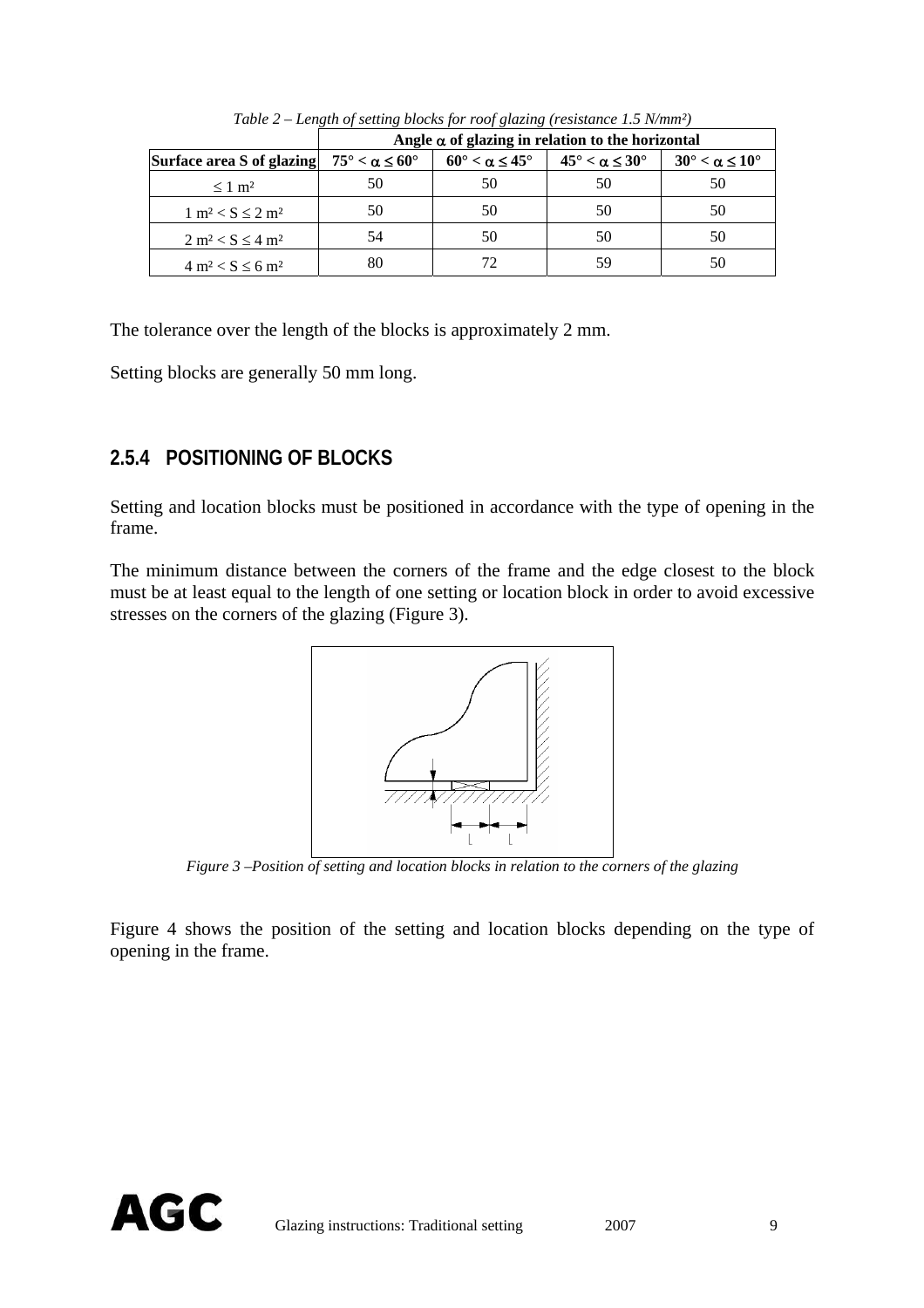*Table 2 – Length of setting blocks for roof glazing (resistance 1.5 N/mm²)*

| | Angle $\alpha$ of glazing in relation to the horizontal | | | |
|---|---|---|---|---|
| **Surface area S of glazing** | **$75° < \alpha \leq 60°$** | **$60° < \alpha \leq 45°$** | **$45° < \alpha \leq 30°$** | **$30° < \alpha \leq 10°$** |
| $\leq 1$ m² | 50 | 50 | 50 | 50 |
| 1 m² < S ≤ 2 m² | 50 | 50 | 50 | 50 |
| 2 m² < S ≤ 4 m² | 54 | 50 | 50 | 50 |
| 4 m² < S ≤ 6 m² | 80 | 72 | 59 | 50 |

The tolerance over the length of the blocks is approximately 2 mm.

Setting blocks are generally 50 mm long.

### 2.5.4 POSITIONING OF BLOCKS

Setting and location blocks must be positioned in accordance with the type of opening in the frame.

The minimum distance between the corners of the frame and the edge closest to the block must be at least equal to the length of one setting or location block in order to avoid excessive stresses on the corners of the glazing (Figure 3).

*Figure 3 –Position of setting and location blocks in relation to the corners of the glazing*

Figure 4 shows the position of the setting and location blocks depending on the type of opening in the frame.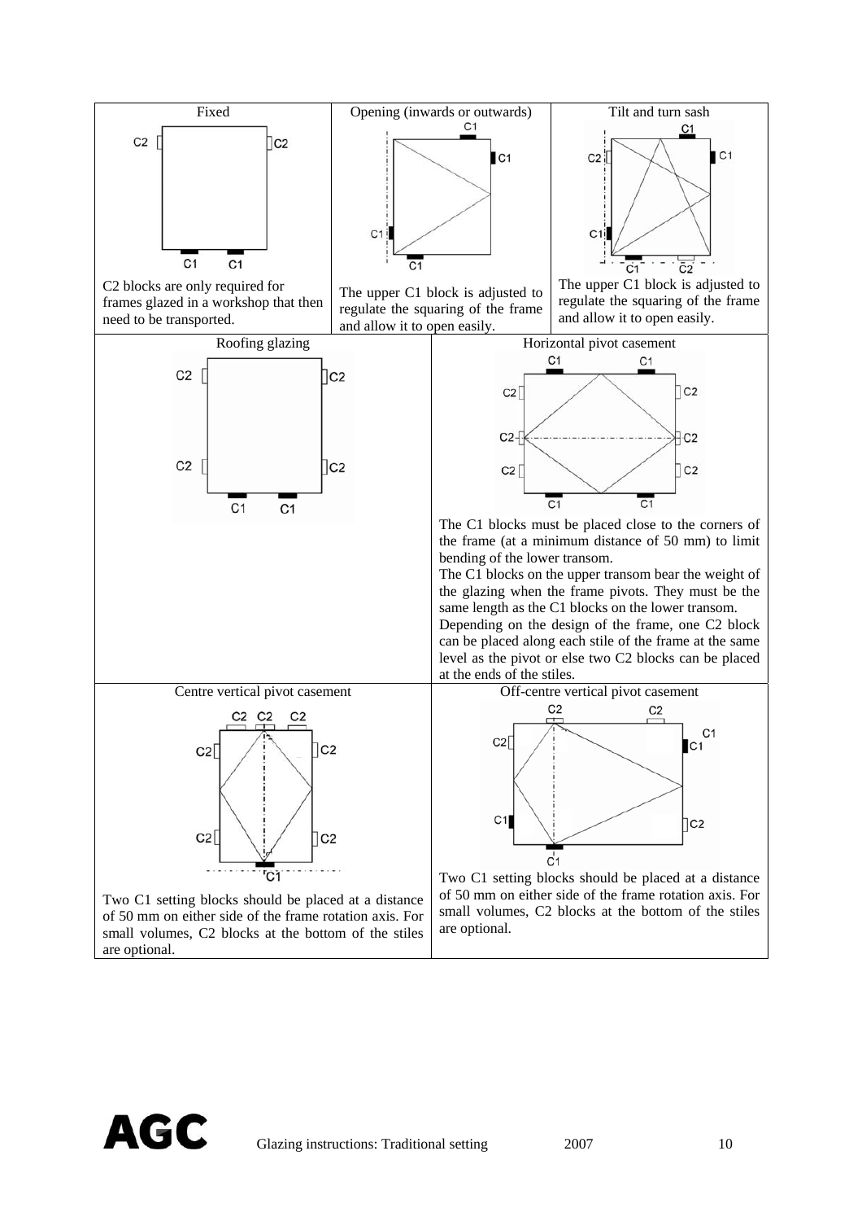| Fixed | Opening (inwards or outwards) | Tilt and turn sash |
|---|---|---|
| C2 C2 C1 C1 | C1 C1 C1 C1 | C1 C1 C2 C1 C1 C2 |
| C2 blocks are only required for frames glazed in a workshop that then need to be transported. | The upper C1 block is adjusted to regulate the squaring of the frame and allow it to open easily. | The upper C1 block is adjusted to regulate the squaring of the frame and allow it to open easily. |

| Roofing glazing | Horizontal pivot casement |
|---|---|
| C2 C2 C2 C2 C1 C1 | C1 C1 C2 C2 C2 C2 C2 C2 C1 C1 |
| | The C1 blocks must be placed close to the corners of the frame (at a minimum distance of 50 mm) to limit bending of the lower transom. The C1 blocks on the upper transom bear the weight of the glazing when the frame pivots. They must be the same length as the C1 blocks on the lower transom. Depending on the design of the frame, one C2 block can be placed along each stile of the frame at the same level as the pivot or else two C2 blocks can be placed at the ends of the stiles. |

| Centre vertical pivot casement | Off-centre vertical pivot casement |
|---|---|
| C2 C2 C2 C2 C2 C2 C2 C1 | C2 C2 C2 C1 C1 C2 C1 |
| Two C1 setting blocks should be placed at a distance of 50 mm on either side of the frame rotation axis. For small volumes, C2 blocks at the bottom of the stiles are optional. | Two C1 setting blocks should be placed at a distance of 50 mm on either side of the frame rotation axis. For small volumes, C2 blocks at the bottom of the stiles are optional. |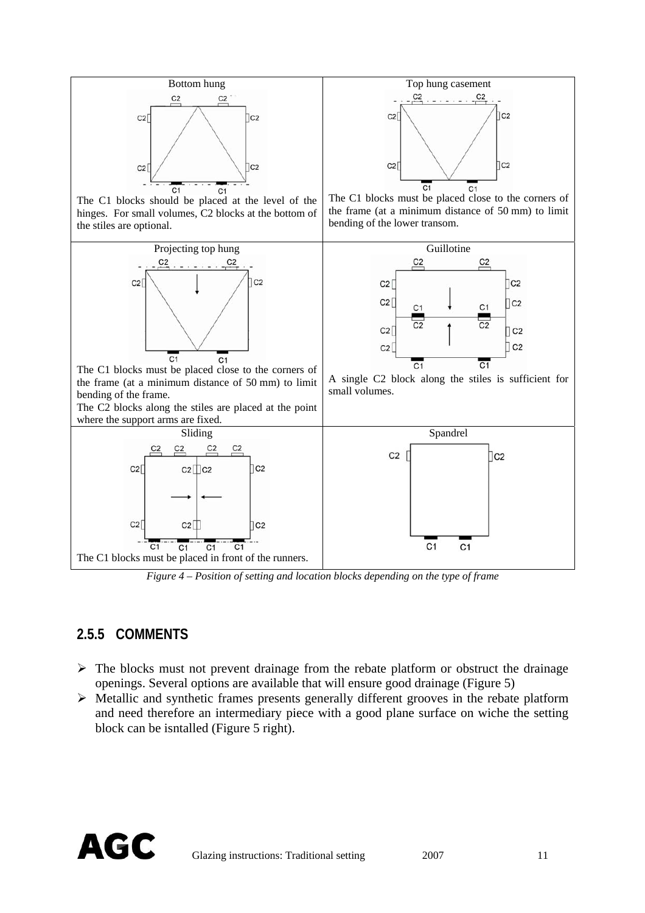| Bottom hung | Top hung casement |
| --- | --- |
| The C1 blocks should be placed at the level of the hinges. For small volumes, C2 blocks at the bottom of the stiles are optional. | The C1 blocks must be placed close to the corners of the frame (at a minimum distance of 50 mm) to limit bending of the lower transom. |
| **Projecting top hung** | **Guillotine** |
| The C1 blocks must be placed close to the corners of the frame (at a minimum distance of 50 mm) to limit bending of the frame. The C2 blocks along the stiles are placed at the point where the support arms are fixed. | A single C2 block along the stiles is sufficient for small volumes. |
| **Sliding** | **Spandrel** |
| The C1 blocks must be placed in front of the runners. | |

*Figure 4 – Position of setting and location blocks depending on the type of frame*

## 2.5.5 COMMENTS

- The blocks must not prevent drainage from the rebate platform or obstruct the drainage openings. Several options are available that will ensure good drainage (Figure 5)
- Metallic and synthetic frames presents generally different grooves in the rebate platform and need therefore an intermediary piece with a good plane surface on wiche the setting block can be isntalled (Figure 5 right).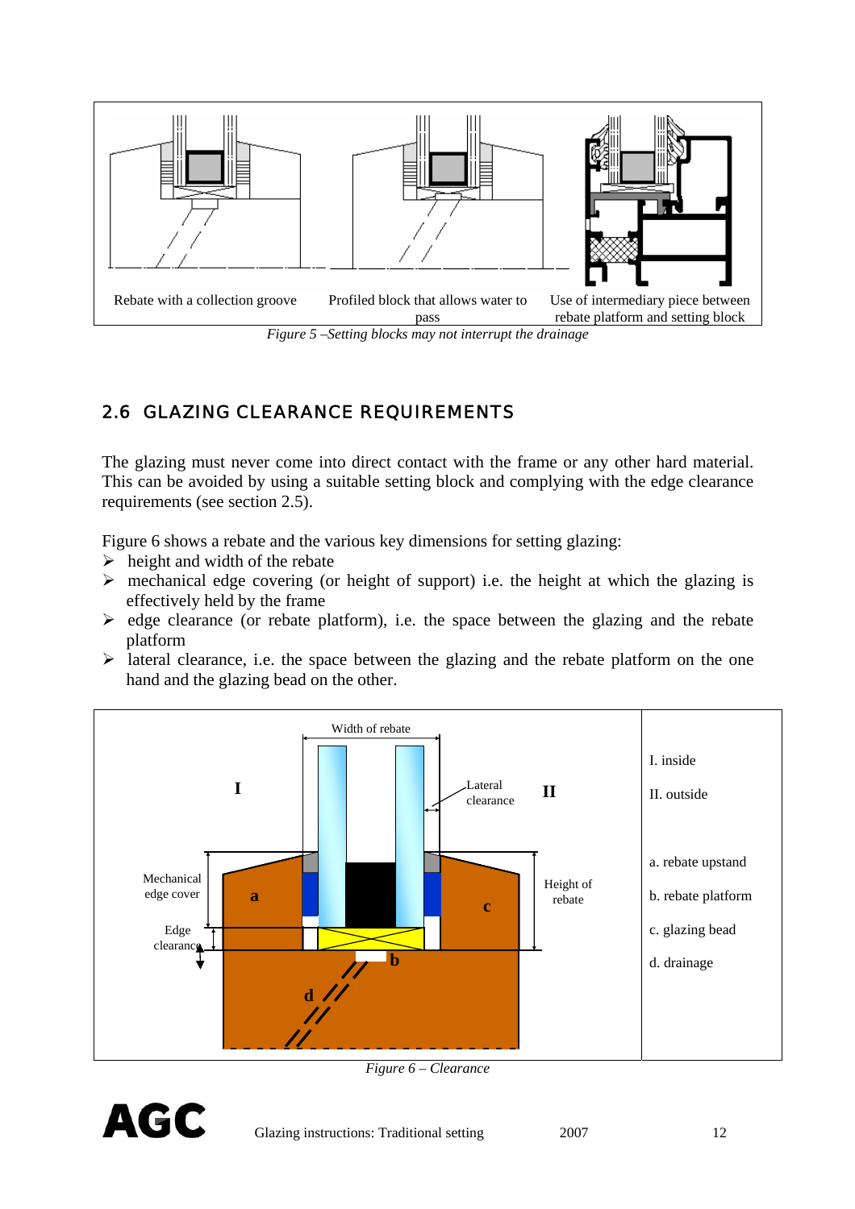Rebate with a collection groove

Profiled block that allows water to pass

Use of intermediary piece between rebate platform and setting block

*Figure 5 –Setting blocks may not interrupt the drainage*

## 2.6 GLAZING CLEARANCE REQUIREMENTS

The glazing must never come into direct contact with the frame or any other hard material. This can be avoided by using a suitable setting block and complying with the edge clearance requirements (see section 2.5).

Figure 6 shows a rebate and the various key dimensions for setting glazing:

- height and width of the rebate
- mechanical edge covering (or height of support) i.e. the height at which the glazing is effectively held by the frame
- edge clearance (or rebate platform), i.e. the space between the glazing and the rebate platform
- lateral clearance, i.e. the space between the glazing and the rebate platform on the one hand and the glazing bead on the other.

Width of rebate

Lateral clearance

Mechanical edge cover

Edge clearance

Height of rebate

I. inside

II. outside

a. rebate upstand

b. rebate platform

c. glazing bead

d. drainage

*Figure 6 – Clearance*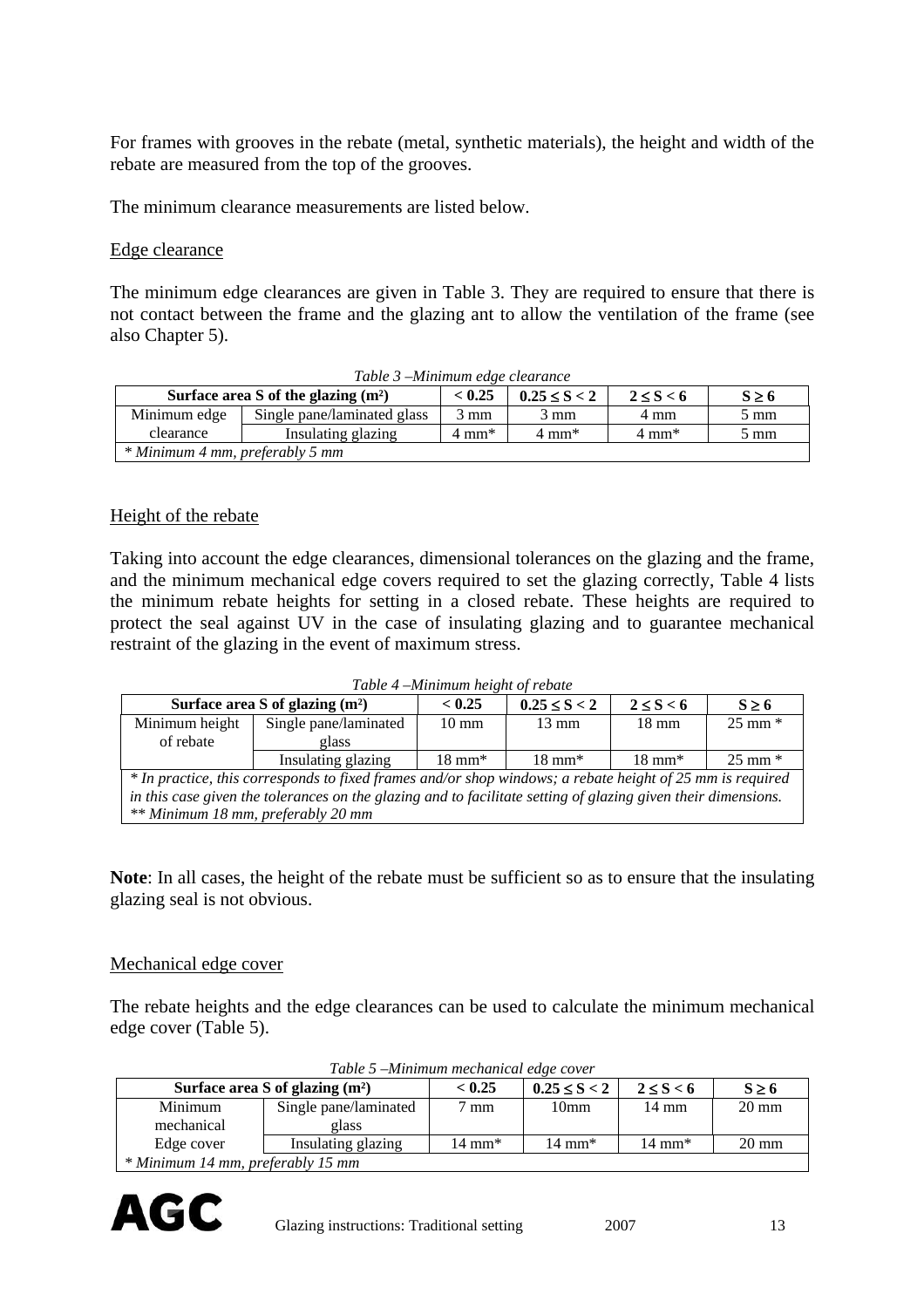For frames with grooves in the rebate (metal, synthetic materials), the height and width of the rebate are measured from the top of the grooves.

The minimum clearance measurements are listed below.

Edge clearance

The minimum edge clearances are given in Table 3. They are required to ensure that there is not contact between the frame and the glazing ant to allow the ventilation of the frame (see also Chapter 5).

*Table 3 –Minimum edge clearance*

| Surface area S of the glazing (m²) | | < 0.25 | 0.25 ≤ S < 2 | 2 ≤ S < 6 | S ≥ 6 |
|---|---|---|---|---|---|
| Minimum edge clearance | Single pane/laminated glass | 3 mm | 3 mm | 4 mm | 5 mm |
| | Insulating glazing | 4 mm* | 4 mm* | 4 mm* | 5 mm |
| *\* Minimum 4 mm, preferably 5 mm* | | | | | |

Height of the rebate

Taking into account the edge clearances, dimensional tolerances on the glazing and the frame, and the minimum mechanical edge covers required to set the glazing correctly, Table 4 lists the minimum rebate heights for setting in a closed rebate. These heights are required to protect the seal against UV in the case of insulating glazing and to guarantee mechanical restraint of the glazing in the event of maximum stress.

*Table 4 –Minimum height of rebate*

| Surface area S of glazing (m²) | | < 0.25 | 0.25 ≤ S < 2 | 2 ≤ S < 6 | S ≥ 6 |
|---|---|---|---|---|---|
| Minimum height of rebate | Single pane/laminated glass | 10 mm | 13 mm | 18 mm | 25 mm * |
| | Insulating glazing | 18 mm* | 18 mm* | 18 mm* | 25 mm * |
| *\* In practice, this corresponds to fixed frames and/or shop windows; a rebate height of 25 mm is required in this case given the tolerances on the glazing and to facilitate setting of glazing given their dimensions. \*\* Minimum 18 mm, preferably 20 mm* | | | | | |

**Note**: In all cases, the height of the rebate must be sufficient so as to ensure that the insulating glazing seal is not obvious.

Mechanical edge cover

The rebate heights and the edge clearances can be used to calculate the minimum mechanical edge cover (Table 5).

*Table 5 –Minimum mechanical edge cover*

| Surface area S of glazing (m²) | | < 0.25 | 0.25 ≤ S < 2 | 2 ≤ S < 6 | S ≥ 6 |
|---|---|---|---|---|---|
| Minimum mechanical Edge cover | Single pane/laminated glass | 7 mm | 10mm | 14 mm | 20 mm |
| | Insulating glazing | 14 mm* | 14 mm* | 14 mm* | 20 mm |
| *\* Minimum 14 mm, preferably 15 mm* | | | | | |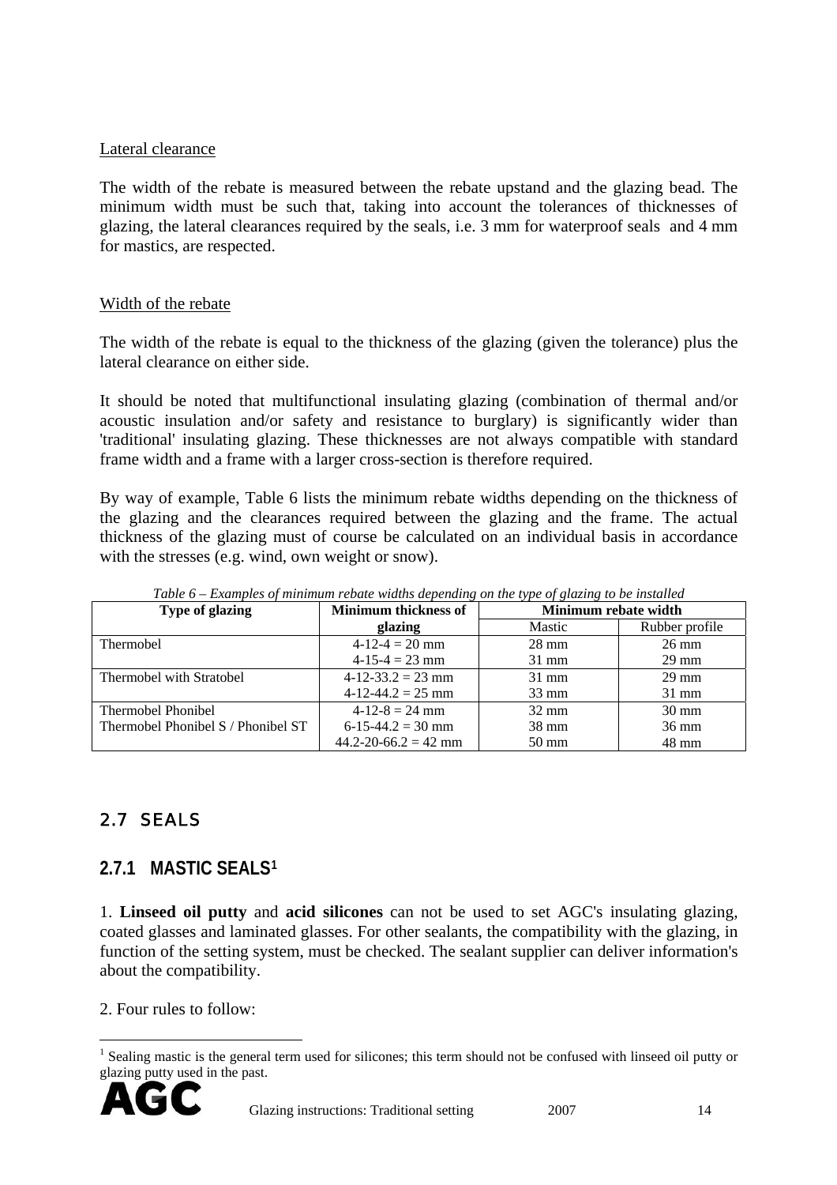<u>Lateral clearance</u>

The width of the rebate is measured between the rebate upstand and the glazing bead. The minimum width must be such that, taking into account the tolerances of thicknesses of glazing, the lateral clearances required by the seals, i.e. 3 mm for waterproof seals and 4 mm for mastics, are respected.

<u>Width of the rebate</u>

The width of the rebate is equal to the thickness of the glazing (given the tolerance) plus the lateral clearance on either side.

It should be noted that multifunctional insulating glazing (combination of thermal and/or acoustic insulation and/or safety and resistance to burglary) is significantly wider than 'traditional' insulating glazing. These thicknesses are not always compatible with standard frame width and a frame with a larger cross-section is therefore required.

By way of example, Table 6 lists the minimum rebate widths depending on the thickness of the glazing and the clearances required between the glazing and the frame. The actual thickness of the glazing must of course be calculated on an individual basis in accordance with the stresses (e.g. wind, own weight or snow).

*Table 6 – Examples of minimum rebate widths depending on the type of glazing to be installed*

| Type of glazing | Minimum thickness of glazing | Minimum rebate width | |
|---|---|---|---|
| | | Mastic | Rubber profile |
| Thermobel | 4-12-4 = 20 mm | 28 mm | 26 mm |
| | 4-15-4 = 23 mm | 31 mm | 29 mm |
| Thermobel with Stratobel | 4-12-33.2 = 23 mm | 31 mm | 29 mm |
| | 4-12-44.2 = 25 mm | 33 mm | 31 mm |
| Thermobel Phonibel | 4-12-8 = 24 mm | 32 mm | 30 mm |
| Thermobel Phonibel S / Phonibel ST | 6-15-44.2 = 30 mm | 38 mm | 36 mm |
| | 44.2-20-66.2 = 42 mm | 50 mm | 48 mm |

## 2.7 SEALS

### 2.7.1 MASTIC SEALS[1]

1. **Linseed oil putty** and **acid silicones** can not be used to set AGC's insulating glazing, coated glasses and laminated glasses. For other sealants, the compatibility with the glazing, in function of the setting system, must be checked. The sealant supplier can deliver information's about the compatibility.

2. Four rules to follow:

[1] Sealing mastic is the general term used for silicones; this term should not be confused with linseed oil putty or glazing putty used in the past.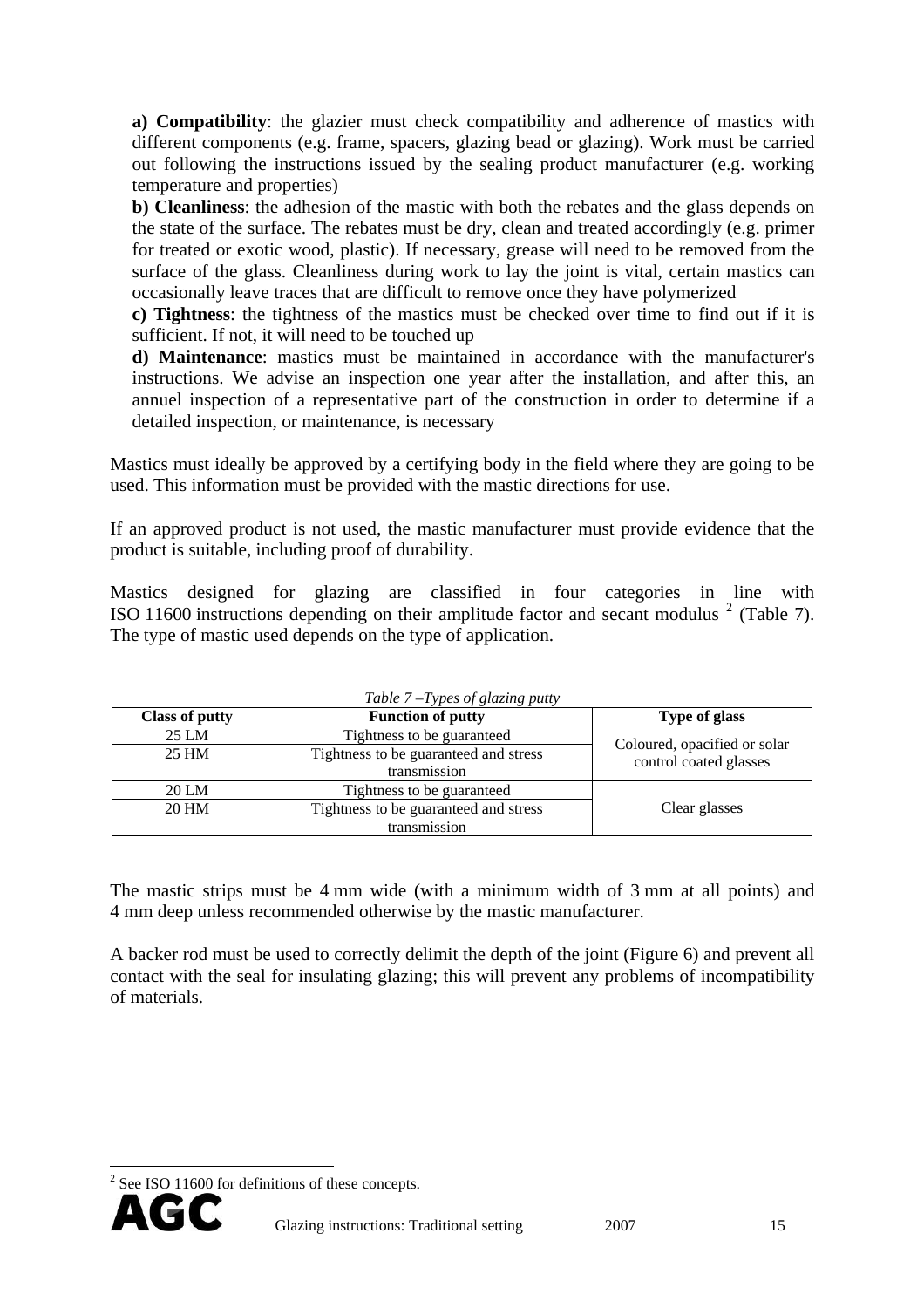**a) Compatibility**: the glazier must check compatibility and adherence of mastics with different components (e.g. frame, spacers, glazing bead or glazing). Work must be carried out following the instructions issued by the sealing product manufacturer (e.g. working temperature and properties)

**b) Cleanliness**: the adhesion of the mastic with both the rebates and the glass depends on the state of the surface. The rebates must be dry, clean and treated accordingly (e.g. primer for treated or exotic wood, plastic). If necessary, grease will need to be removed from the surface of the glass. Cleanliness during work to lay the joint is vital, certain mastics can occasionally leave traces that are difficult to remove once they have polymerized

**c) Tightness**: the tightness of the mastics must be checked over time to find out if it is sufficient. If not, it will need to be touched up

**d) Maintenance**: mastics must be maintained in accordance with the manufacturer's instructions. We advise an inspection one year after the installation, and after this, an annuel inspection of a representative part of the construction in order to determine if a detailed inspection, or maintenance, is necessary

Mastics must ideally be approved by a certifying body in the field where they are going to be used. This information must be provided with the mastic directions for use.

If an approved product is not used, the mastic manufacturer must provide evidence that the product is suitable, including proof of durability.

Mastics designed for glazing are classified in four categories in line with ISO 11600 instructions depending on their amplitude factor and secant modulus [2] (Table 7). The type of mastic used depends on the type of application.

*Table 7 –Types of glazing putty*

| Class of putty | Function of putty | Type of glass |
|---|---|---|
| 25 LM | Tightness to be guaranteed | Coloured, opacified or solar control coated glasses |
| 25 HM | Tightness to be guaranteed and stress transmission | |
| 20 LM | Tightness to be guaranteed | Clear glasses |
| 20 HM | Tightness to be guaranteed and stress transmission | |

The mastic strips must be 4 mm wide (with a minimum width of 3 mm at all points) and 4 mm deep unless recommended otherwise by the mastic manufacturer.

A backer rod must be used to correctly delimit the depth of the joint (Figure 6) and prevent all contact with the seal for insulating glazing; this will prevent any problems of incompatibility of materials.

[2] See ISO 11600 for definitions of these concepts.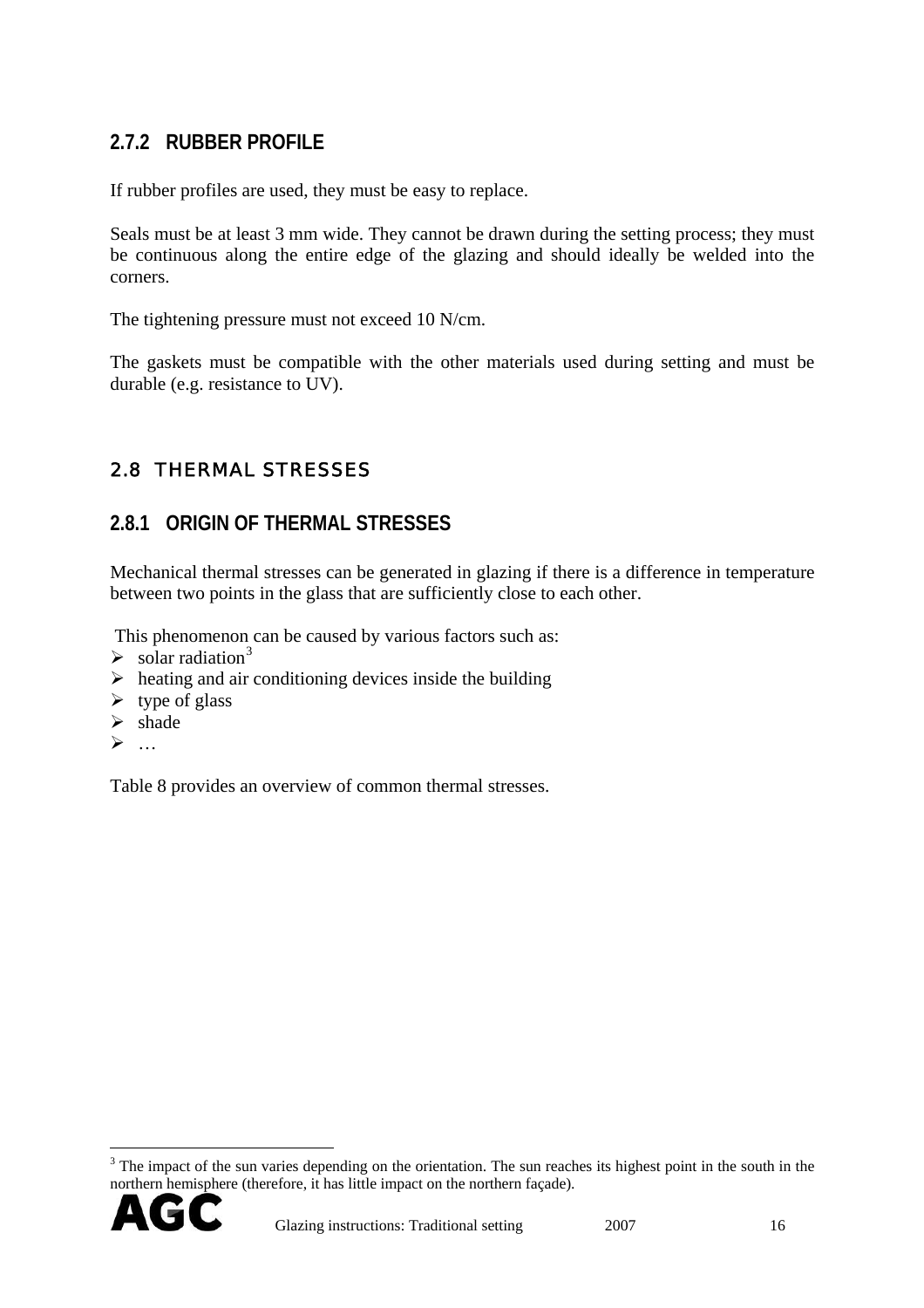### 2.7.2 RUBBER PROFILE

If rubber profiles are used, they must be easy to replace.

Seals must be at least 3 mm wide. They cannot be drawn during the setting process; they must be continuous along the entire edge of the glazing and should ideally be welded into the corners.

The tightening pressure must not exceed 10 N/cm.

The gaskets must be compatible with the other materials used during setting and must be durable (e.g. resistance to UV).

## 2.8 THERMAL STRESSES

### 2.8.1 ORIGIN OF THERMAL STRESSES

Mechanical thermal stresses can be generated in glazing if there is a difference in temperature between two points in the glass that are sufficiently close to each other.

This phenomenon can be caused by various factors such as:

- solar radiation[3]
- heating and air conditioning devices inside the building
- type of glass
- shade
- …

Table 8 provides an overview of common thermal stresses.

[3] The impact of the sun varies depending on the orientation. The sun reaches its highest point in the south in the northern hemisphere (therefore, it has little impact on the northern façade).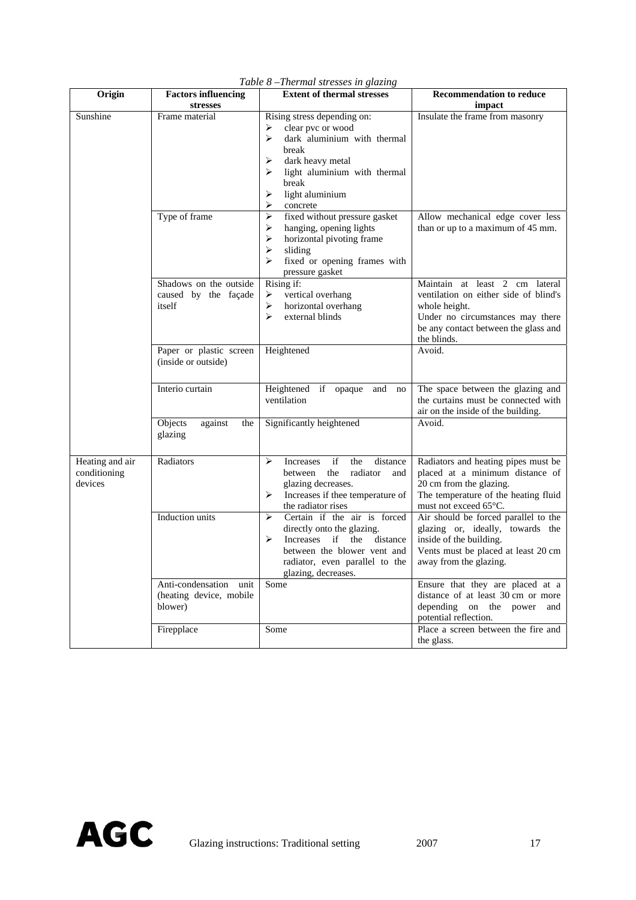*Table 8 –Thermal stresses in glazing*

| Origin | Factors influencing stresses | Extent of thermal stresses | Recommendation to reduce impact |
| --- | --- | --- | --- |
| Sunshine | Frame material | Rising stress depending on:<br>➢ clear pvc or wood<br>➢ dark aluminium with thermal break<br>➢ dark heavy metal<br>➢ light aluminium with thermal break<br>➢ light aluminium<br>➢ concrete | Insulate the frame from masonry |
| | Type of frame | ➢ fixed without pressure gasket<br>➢ hanging, opening lights<br>➢ horizontal pivoting frame<br>➢ sliding<br>➢ fixed or opening frames with pressure gasket | Allow mechanical edge cover less than or up to a maximum of 45 mm. |
| | Shadows on the outside caused by the façade itself | Rising if:<br>➢ vertical overhang<br>➢ horizontal overhang<br>➢ external blinds | Maintain at least 2 cm lateral ventilation on either side of blind's whole height.<br>Under no circumstances may there be any contact between the glass and the blinds. |
| | Paper or plastic screen (inside or outside) | Heightened | Avoid. |
| | Interio curtain | Heightened if opaque and no ventilation | The space between the glazing and the curtains must be connected with air on the inside of the building. |
| | Objects against the glazing | Significantly heightened | Avoid. |
| Heating and air conditioning devices | Radiators | ➢ Increases if the distance between the radiator and glazing decreases.<br>➢ Increases if thee temperature of the radiator rises | Radiators and heating pipes must be placed at a minimum distance of 20 cm from the glazing.<br>The temperature of the heating fluid must not exceed 65°C. |
| | Induction units | ➢ Certain if the air is forced directly onto the glazing.<br>➢ Increases if the distance between the blower vent and radiator, even parallel to the glazing, decreases. | Air should be forced parallel to the glazing or, ideally, towards the inside of the building.<br>Vents must be placed at least 20 cm away from the glazing. |
| | Anti-condensation unit (heating device, mobile blower) | Some | Ensure that they are placed at a distance of at least 30 cm or more depending on the power and potential reflection. |
| | Firepplace | Some | Place a screen between the fire and the glass. |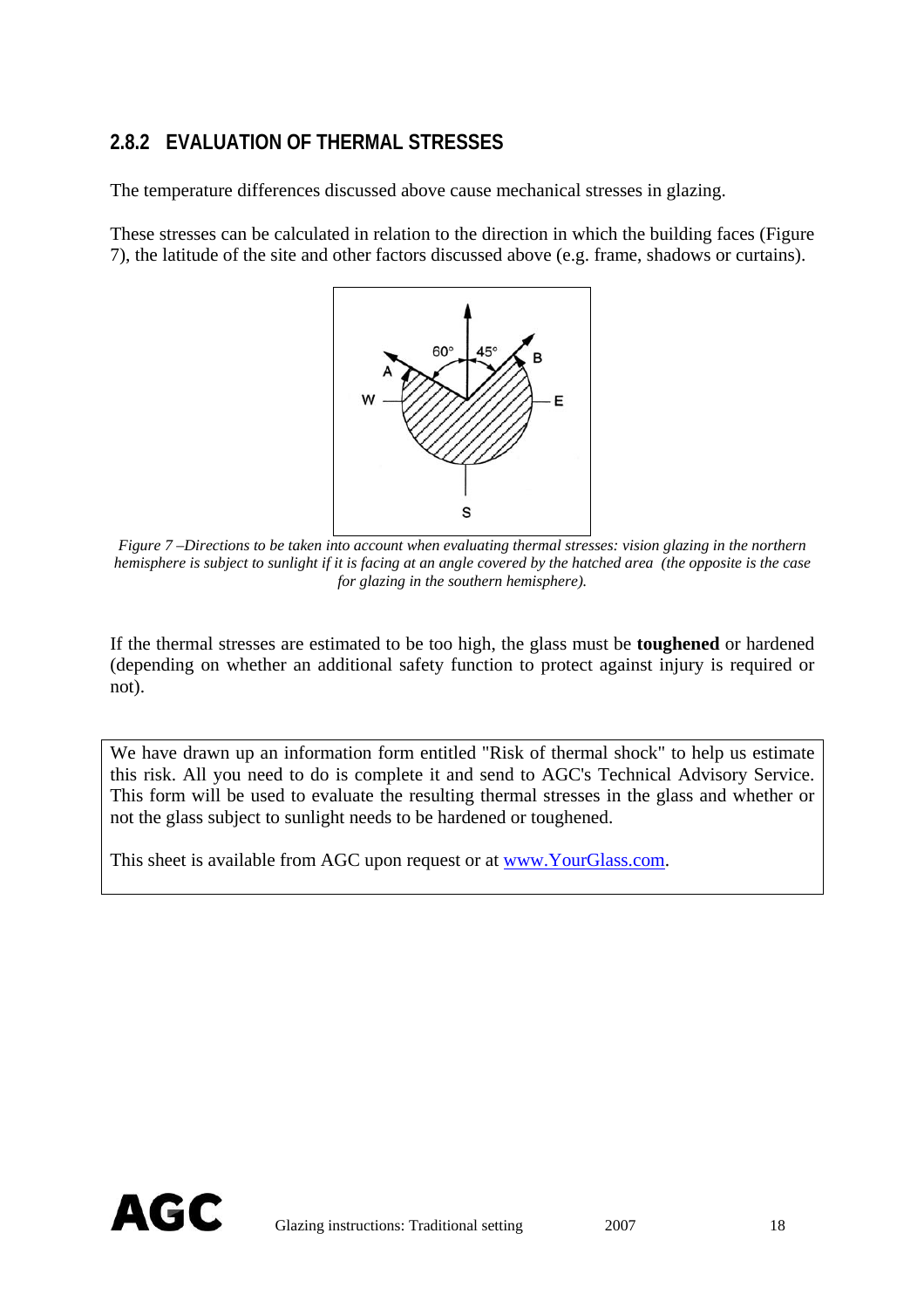### 2.8.2 EVALUATION OF THERMAL STRESSES

The temperature differences discussed above cause mechanical stresses in glazing.

These stresses can be calculated in relation to the direction in which the building faces (Figure 7), the latitude of the site and other factors discussed above (e.g. frame, shadows or curtains).

*Figure 7 –Directions to be taken into account when evaluating thermal stresses: vision glazing in the northern hemisphere is subject to sunlight if it is facing at an angle covered by the hatched area (the opposite is the case for glazing in the southern hemisphere).*

If the thermal stresses are estimated to be too high, the glass must be **toughened** or hardened (depending on whether an additional safety function to protect against injury is required or not).

We have drawn up an information form entitled "Risk of thermal shock" to help us estimate this risk. All you need to do is complete it and send to AGC's Technical Advisory Service. This form will be used to evaluate the resulting thermal stresses in the glass and whether or not the glass subject to sunlight needs to be hardened or toughened.

This sheet is available from AGC upon request or at www.YourGlass.com.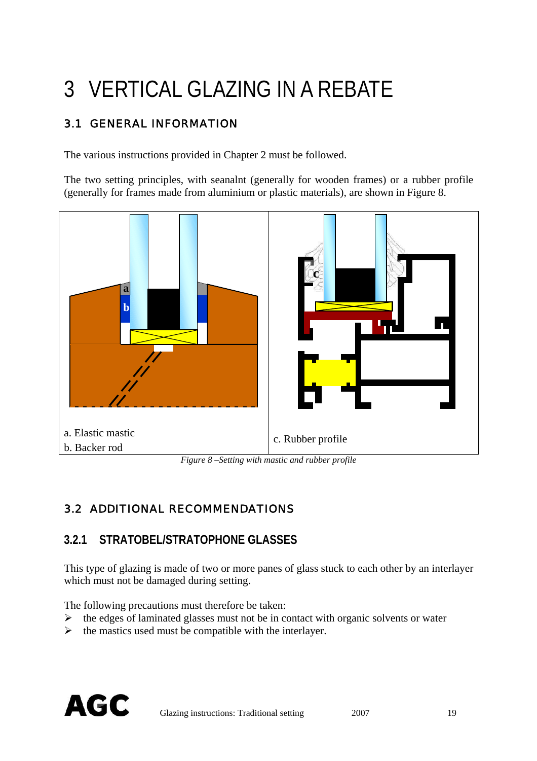# 3 VERTICAL GLAZING IN A REBATE

## 3.1 GENERAL INFORMATION

The various instructions provided in Chapter 2 must be followed.

The two setting principles, with seanalnt (generally for wooden frames) or a rubber profile (generally for frames made from aluminium or plastic materials), are shown in Figure 8.

a. Elastic mastic
b. Backer rod

c. Rubber profile

*Figure 8 –Setting with mastic and rubber profile*

## 3.2 ADDITIONAL RECOMMENDATIONS

### 3.2.1 STRATOBEL/STRATOPHONE GLASSES

This type of glazing is made of two or more panes of glass stuck to each other by an interlayer which must not be damaged during setting.

The following precautions must therefore be taken:

- the edges of laminated glasses must not be in contact with organic solvents or water
- the mastics used must be compatible with the interlayer.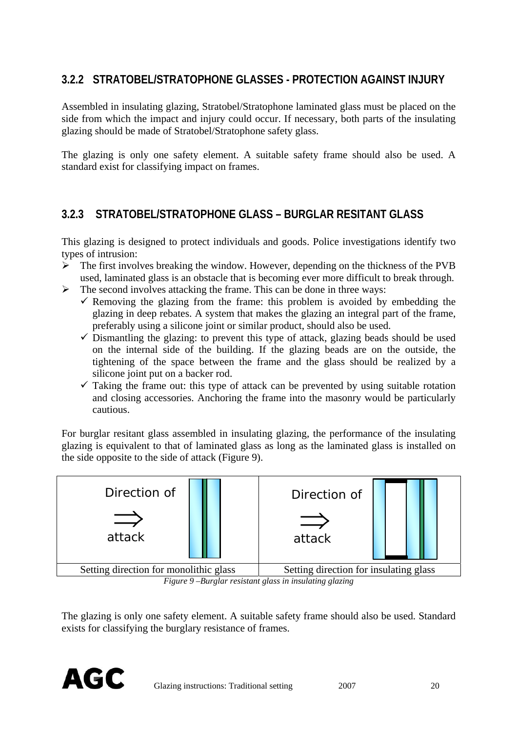### 3.2.2 STRATOBEL/STRATOPHONE GLASSES - PROTECTION AGAINST INJURY

Assembled in insulating glazing, Stratobel/Stratophone laminated glass must be placed on the side from which the impact and injury could occur. If necessary, both parts of the insulating glazing should be made of Stratobel/Stratophone safety glass.

The glazing is only one safety element. A suitable safety frame should also be used. A standard exist for classifying impact on frames.

### 3.2.3 STRATOBEL/STRATOPHONE GLASS – BURGLAR RESITANT GLASS

This glazing is designed to protect individuals and goods. Police investigations identify two types of intrusion:

- The first involves breaking the window. However, depending on the thickness of the PVB used, laminated glass is an obstacle that is becoming ever more difficult to break through.
- The second involves attacking the frame. This can be done in three ways:
  - ✓ Removing the glazing from the frame: this problem is avoided by embedding the glazing in deep rebates. A system that makes the glazing an integral part of the frame, preferably using a silicone joint or similar product, should also be used.
  - ✓ Dismantling the glazing: to prevent this type of attack, glazing beads should be used on the internal side of the building. If the glazing beads are on the outside, the tightening of the space between the frame and the glass should be realized by a silicone joint put on a backer rod.
  - ✓ Taking the frame out: this type of attack can be prevented by using suitable rotation and closing accessories. Anchoring the frame into the masonry would be particularly cautious.

For burglar resitant glass assembled in insulating glazing, the performance of the insulating glazing is equivalent to that of laminated glass as long as the laminated glass is installed on the side opposite to the side of attack (Figure 9).

| Direction of ⇒ attack | Direction of ⇒ attack |
|---|---|
| Setting direction for monolithic glass | Setting direction for insulating glass |

*Figure 9 –Burglar resistant glass in insulating glazing*

The glazing is only one safety element. A suitable safety frame should also be used. Standard exists for classifying the burglary resistance of frames.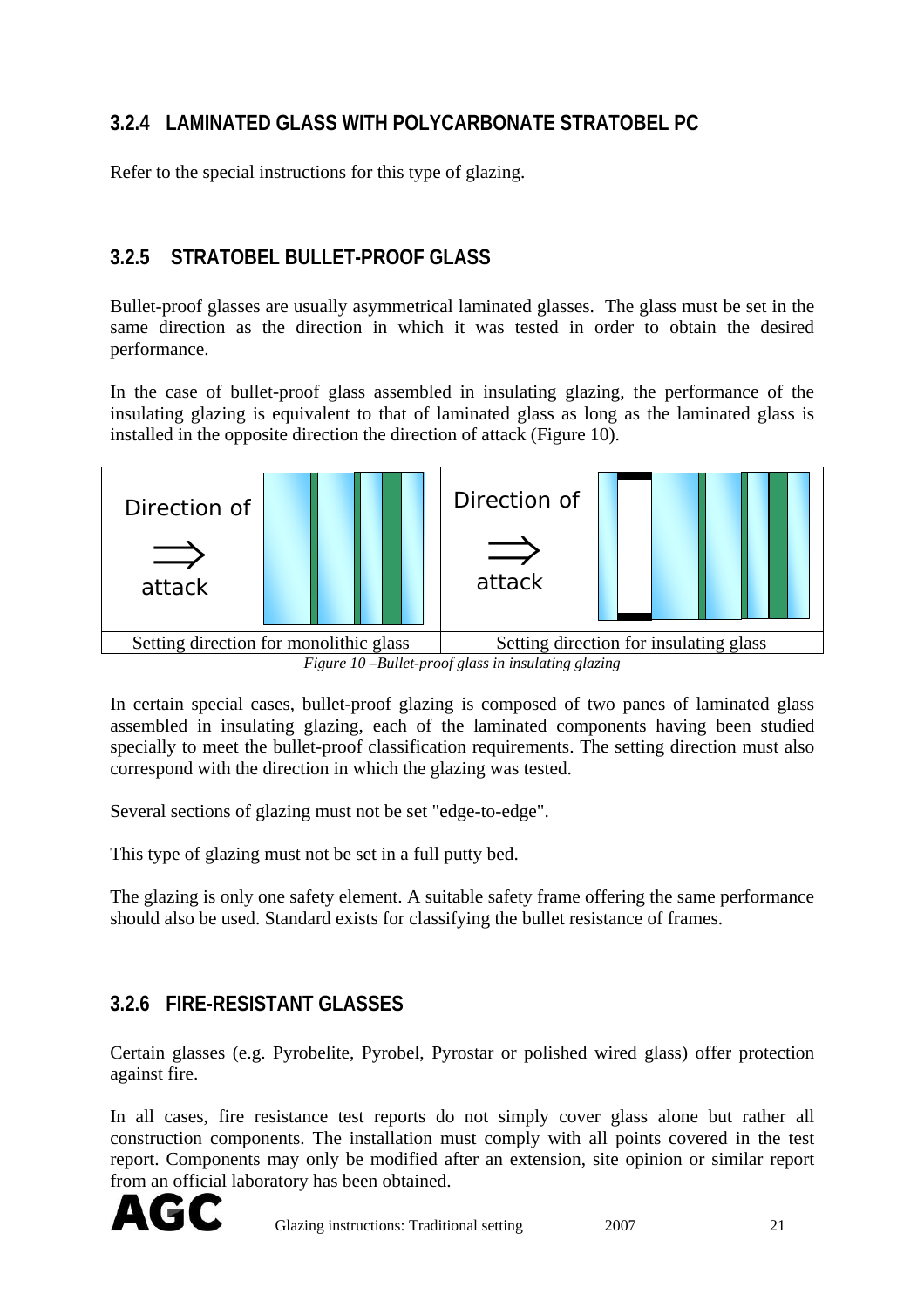### 3.2.4 LAMINATED GLASS WITH POLYCARBONATE STRATOBEL PC

Refer to the special instructions for this type of glazing.

### 3.2.5 STRATOBEL BULLET-PROOF GLASS

Bullet-proof glasses are usually asymmetrical laminated glasses. The glass must be set in the same direction as the direction in which it was tested in order to obtain the desired performance.

In the case of bullet-proof glass assembled in insulating glazing, the performance of the insulating glazing is equivalent to that of laminated glass as long as the laminated glass is installed in the opposite direction the direction of attack (Figure 10).

| Direction of ⟹ attack | Direction of ⟹ attack |
|---|---|
| Setting direction for monolithic glass | Setting direction for insulating glass |

*Figure 10 –Bullet-proof glass in insulating glazing*

In certain special cases, bullet-proof glazing is composed of two panes of laminated glass assembled in insulating glazing, each of the laminated components having been studied specially to meet the bullet-proof classification requirements. The setting direction must also correspond with the direction in which the glazing was tested.

Several sections of glazing must not be set "edge-to-edge".

This type of glazing must not be set in a full putty bed.

The glazing is only one safety element. A suitable safety frame offering the same performance should also be used. Standard exists for classifying the bullet resistance of frames.

### 3.2.6 FIRE-RESISTANT GLASSES

Certain glasses (e.g. Pyrobelite, Pyrobel, Pyrostar or polished wired glass) offer protection against fire.

In all cases, fire resistance test reports do not simply cover glass alone but rather all construction components. The installation must comply with all points covered in the test report. Components may only be modified after an extension, site opinion or similar report from an official laboratory has been obtained.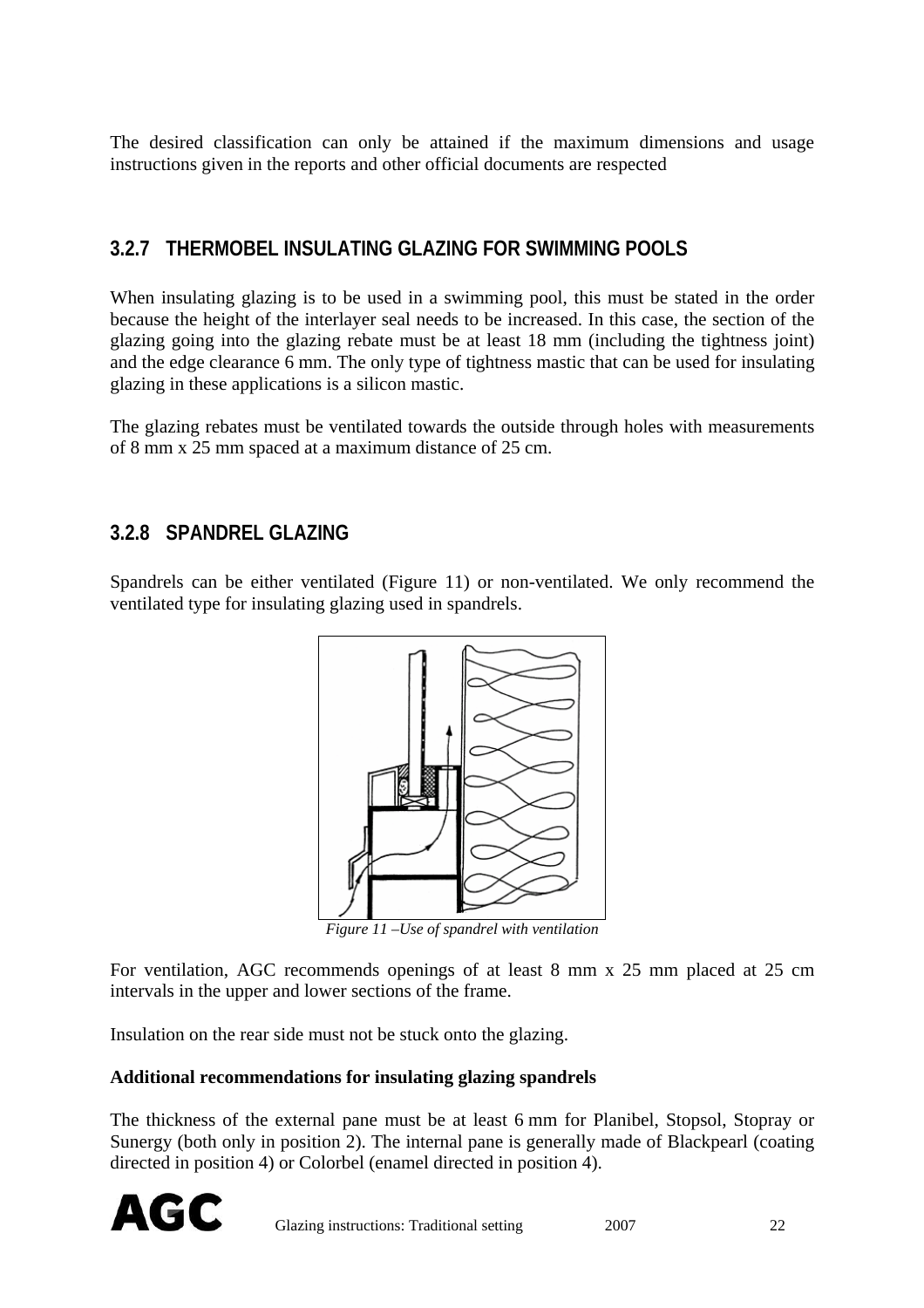The desired classification can only be attained if the maximum dimensions and usage instructions given in the reports and other official documents are respected

### 3.2.7 THERMOBEL INSULATING GLAZING FOR SWIMMING POOLS

When insulating glazing is to be used in a swimming pool, this must be stated in the order because the height of the interlayer seal needs to be increased. In this case, the section of the glazing going into the glazing rebate must be at least 18 mm (including the tightness joint) and the edge clearance 6 mm. The only type of tightness mastic that can be used for insulating glazing in these applications is a silicon mastic.

The glazing rebates must be ventilated towards the outside through holes with measurements of 8 mm x 25 mm spaced at a maximum distance of 25 cm.

### 3.2.8 SPANDREL GLAZING

Spandrels can be either ventilated (Figure 11) or non-ventilated. We only recommend the ventilated type for insulating glazing used in spandrels.

*Figure 11 –Use of spandrel with ventilation*

For ventilation, AGC recommends openings of at least 8 mm x 25 mm placed at 25 cm intervals in the upper and lower sections of the frame.

Insulation on the rear side must not be stuck onto the glazing.

**Additional recommendations for insulating glazing spandrels**

The thickness of the external pane must be at least 6 mm for Planibel, Stopsol, Stopray or Sunergy (both only in position 2). The internal pane is generally made of Blackpearl (coating directed in position 4) or Colorbel (enamel directed in position 4).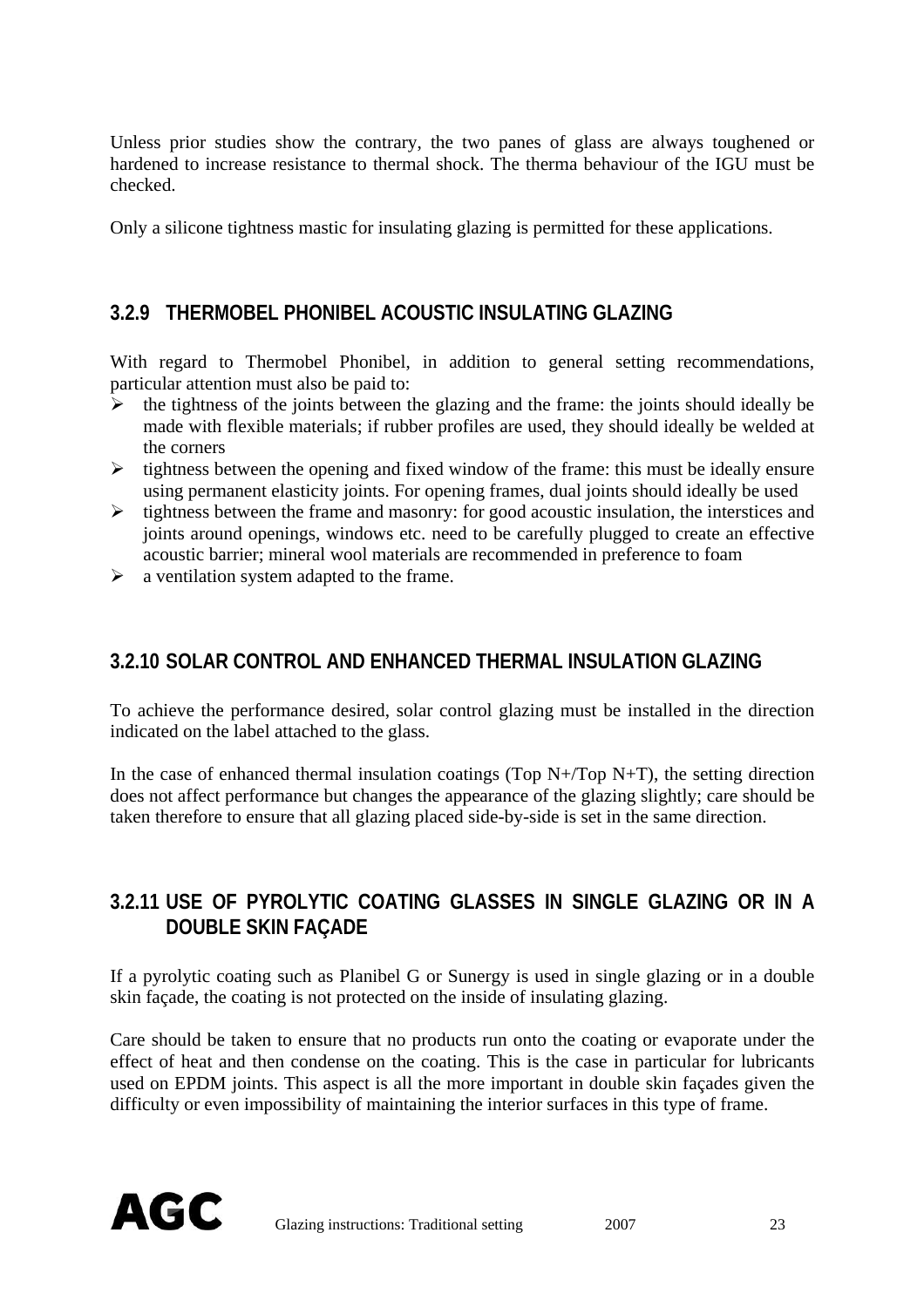Unless prior studies show the contrary, the two panes of glass are always toughened or hardened to increase resistance to thermal shock. The therma behaviour of the IGU must be checked.

Only a silicone tightness mastic for insulating glazing is permitted for these applications.

### 3.2.9 THERMOBEL PHONIBEL ACOUSTIC INSULATING GLAZING

With regard to Thermobel Phonibel, in addition to general setting recommendations, particular attention must also be paid to:

- the tightness of the joints between the glazing and the frame: the joints should ideally be made with flexible materials; if rubber profiles are used, they should ideally be welded at the corners
- tightness between the opening and fixed window of the frame: this must be ideally ensure using permanent elasticity joints. For opening frames, dual joints should ideally be used
- tightness between the frame and masonry: for good acoustic insulation, the interstices and joints around openings, windows etc. need to be carefully plugged to create an effective acoustic barrier; mineral wool materials are recommended in preference to foam
- a ventilation system adapted to the frame.

### 3.2.10 SOLAR CONTROL AND ENHANCED THERMAL INSULATION GLAZING

To achieve the performance desired, solar control glazing must be installed in the direction indicated on the label attached to the glass.

In the case of enhanced thermal insulation coatings (Top N+/Top N+T), the setting direction does not affect performance but changes the appearance of the glazing slightly; care should be taken therefore to ensure that all glazing placed side-by-side is set in the same direction.

### 3.2.11 USE OF PYROLYTIC COATING GLASSES IN SINGLE GLAZING OR IN A DOUBLE SKIN FAÇADE

If a pyrolytic coating such as Planibel G or Sunergy is used in single glazing or in a double skin façade, the coating is not protected on the inside of insulating glazing.

Care should be taken to ensure that no products run onto the coating or evaporate under the effect of heat and then condense on the coating. This is the case in particular for lubricants used on EPDM joints. This aspect is all the more important in double skin façades given the difficulty or even impossibility of maintaining the interior surfaces in this type of frame.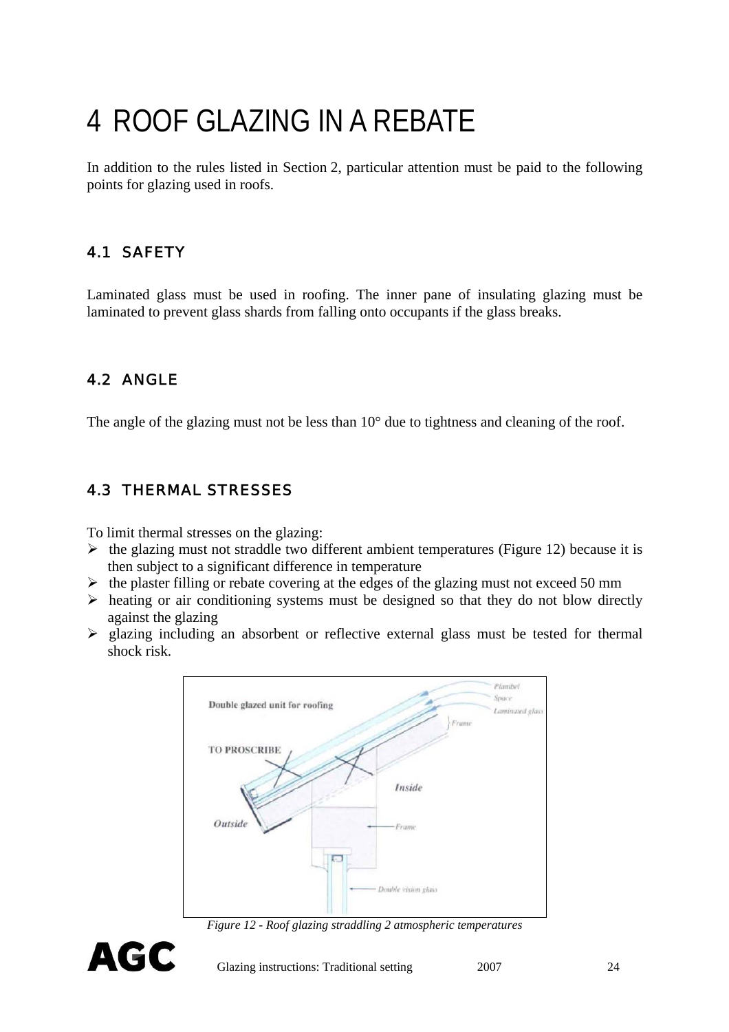# 4 ROOF GLAZING IN A REBATE

In addition to the rules listed in Section 2, particular attention must be paid to the following points for glazing used in roofs.

## 4.1 SAFETY

Laminated glass must be used in roofing. The inner pane of insulating glazing must be laminated to prevent glass shards from falling onto occupants if the glass breaks.

## 4.2 ANGLE

The angle of the glazing must not be less than 10° due to tightness and cleaning of the roof.

## 4.3 THERMAL STRESSES

To limit thermal stresses on the glazing:

- the glazing must not straddle two different ambient temperatures (Figure 12) because it is then subject to a significant difference in temperature
- the plaster filling or rebate covering at the edges of the glazing must not exceed 50 mm
- heating or air conditioning systems must be designed so that they do not blow directly against the glazing
- glazing including an absorbent or reflective external glass must be tested for thermal shock risk.

*Figure 12 - Roof glazing straddling 2 atmospheric temperatures*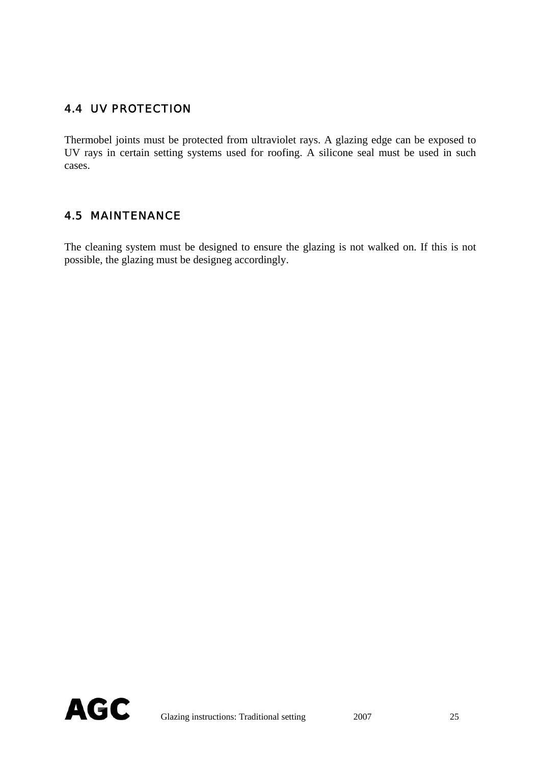## 4.4 UV PROTECTION

Thermobel joints must be protected from ultraviolet rays. A glazing edge can be exposed to UV rays in certain setting systems used for roofing. A silicone seal must be used in such cases.

## 4.5 MAINTENANCE

The cleaning system must be designed to ensure the glazing is not walked on. If this is not possible, the glazing must be designeg accordingly.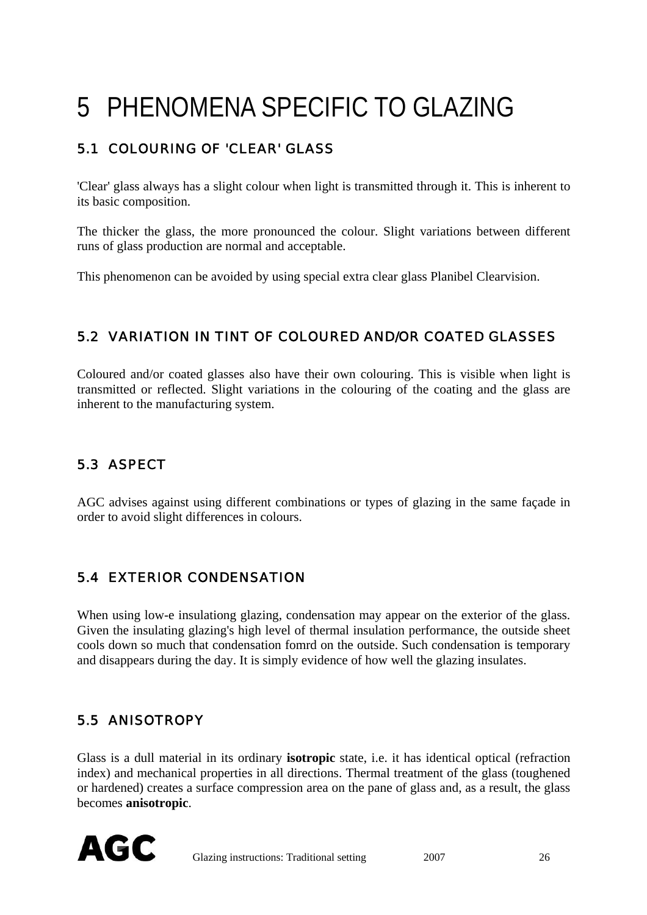# 5 PHENOMENA SPECIFIC TO GLAZING

## 5.1 COLOURING OF 'CLEAR' GLASS

'Clear' glass always has a slight colour when light is transmitted through it. This is inherent to its basic composition.

The thicker the glass, the more pronounced the colour. Slight variations between different runs of glass production are normal and acceptable.

This phenomenon can be avoided by using special extra clear glass Planibel Clearvision.

## 5.2 VARIATION IN TINT OF COLOURED AND/OR COATED GLASSES

Coloured and/or coated glasses also have their own colouring. This is visible when light is transmitted or reflected. Slight variations in the colouring of the coating and the glass are inherent to the manufacturing system.

## 5.3 ASPECT

AGC advises against using different combinations or types of glazing in the same façade in order to avoid slight differences in colours.

## 5.4 EXTERIOR CONDENSATION

When using low-e insulationg glazing, condensation may appear on the exterior of the glass. Given the insulating glazing's high level of thermal insulation performance, the outside sheet cools down so much that condensation fomrd on the outside. Such condensation is temporary and disappears during the day. It is simply evidence of how well the glazing insulates.

## 5.5 ANISOTROPY

Glass is a dull material in its ordinary **isotropic** state, i.e. it has identical optical (refraction index) and mechanical properties in all directions. Thermal treatment of the glass (toughened or hardened) creates a surface compression area on the pane of glass and, as a result, the glass becomes **anisotropic**.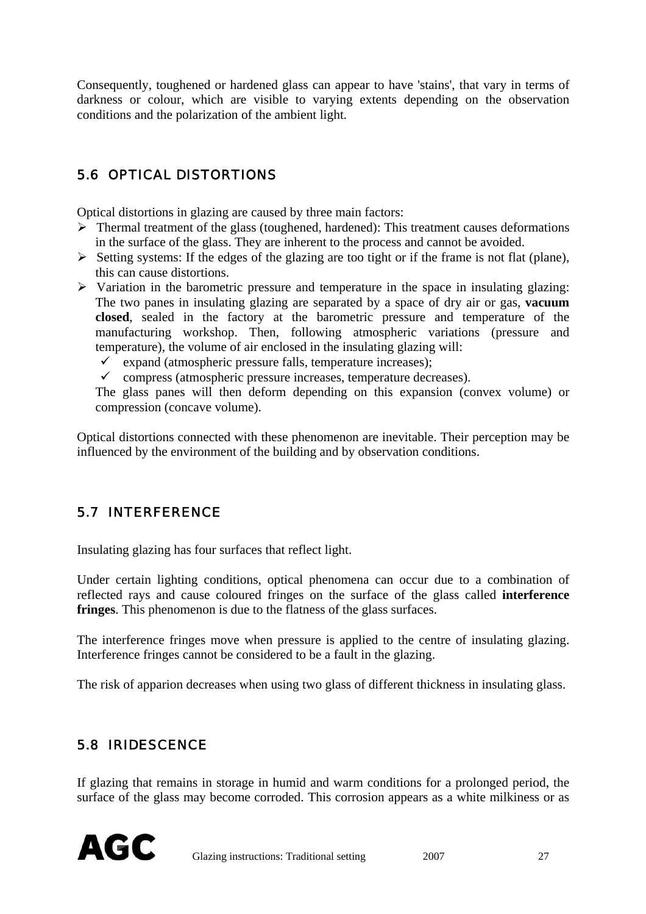Consequently, toughened or hardened glass can appear to have 'stains', that vary in terms of darkness or colour, which are visible to varying extents depending on the observation conditions and the polarization of the ambient light.

## 5.6 OPTICAL DISTORTIONS

Optical distortions in glazing are caused by three main factors:

- Thermal treatment of the glass (toughened, hardened): This treatment causes deformations in the surface of the glass. They are inherent to the process and cannot be avoided.
- Setting systems: If the edges of the glazing are too tight or if the frame is not flat (plane), this can cause distortions.
- Variation in the barometric pressure and temperature in the space in insulating glazing: The two panes in insulating glazing are separated by a space of dry air or gas, **vacuum closed**, sealed in the factory at the barometric pressure and temperature of the manufacturing workshop. Then, following atmospheric variations (pressure and temperature), the volume of air enclosed in the insulating glazing will:
  - ✓ expand (atmospheric pressure falls, temperature increases);
  - ✓ compress (atmospheric pressure increases, temperature decreases).

  The glass panes will then deform depending on this expansion (convex volume) or compression (concave volume).

Optical distortions connected with these phenomenon are inevitable. Their perception may be influenced by the environment of the building and by observation conditions.

## 5.7 INTERFERENCE

Insulating glazing has four surfaces that reflect light.

Under certain lighting conditions, optical phenomena can occur due to a combination of reflected rays and cause coloured fringes on the surface of the glass called **interference fringes**. This phenomenon is due to the flatness of the glass surfaces.

The interference fringes move when pressure is applied to the centre of insulating glazing. Interference fringes cannot be considered to be a fault in the glazing.

The risk of apparion decreases when using two glass of different thickness in insulating glass.

## 5.8 IRIDESCENCE

If glazing that remains in storage in humid and warm conditions for a prolonged period, the surface of the glass may become corroded. This corrosion appears as a white milkiness or as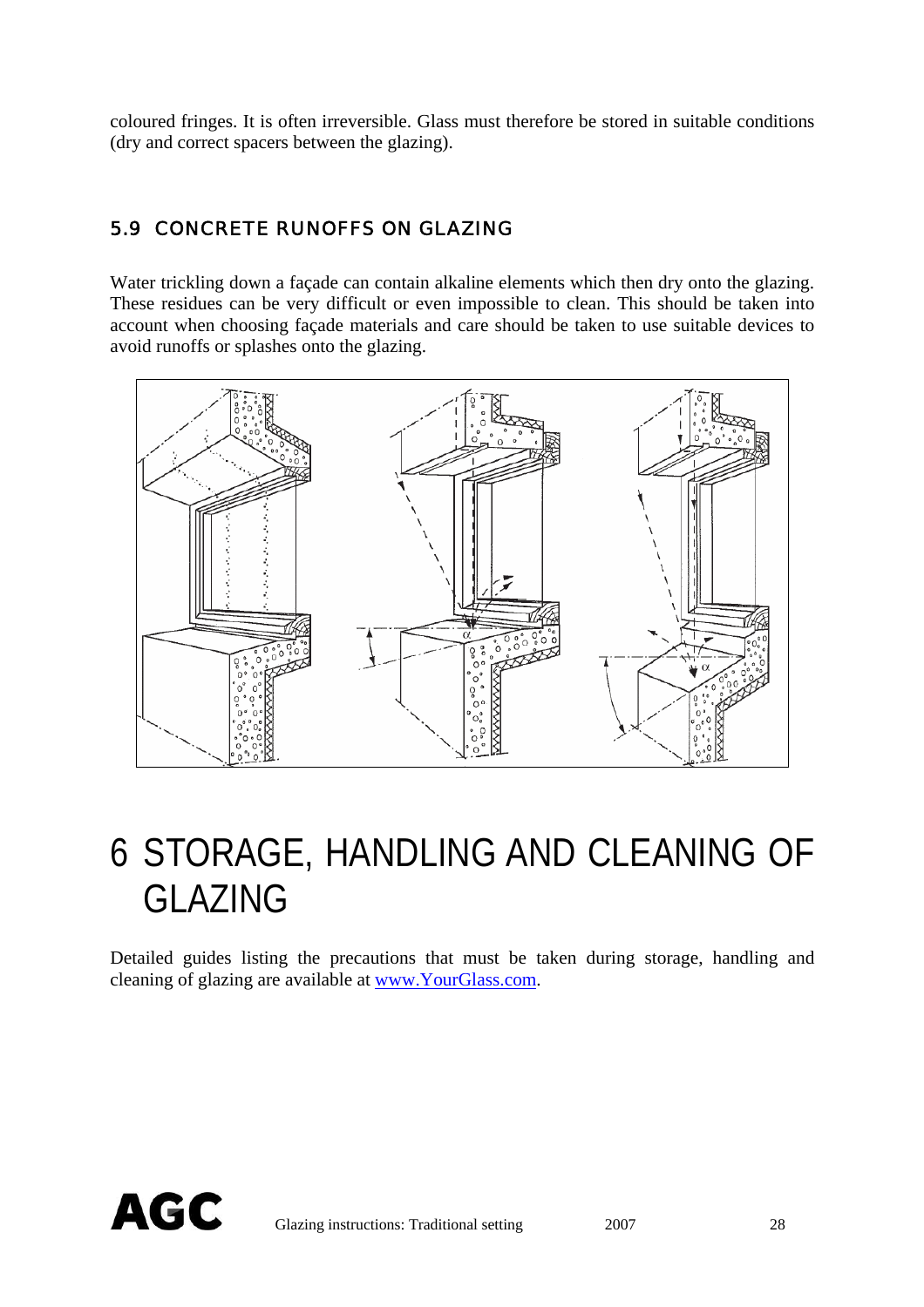coloured fringes. It is often irreversible. Glass must therefore be stored in suitable conditions (dry and correct spacers between the glazing).

## 5.9 CONCRETE RUNOFFS ON GLAZING

Water trickling down a façade can contain alkaline elements which then dry onto the glazing. These residues can be very difficult or even impossible to clean. This should be taken into account when choosing façade materials and care should be taken to use suitable devices to avoid runoffs or splashes onto the glazing.

# 6 STORAGE, HANDLING AND CLEANING OF GLAZING

Detailed guides listing the precautions that must be taken during storage, handling and cleaning of glazing are available at www.YourGlass.com.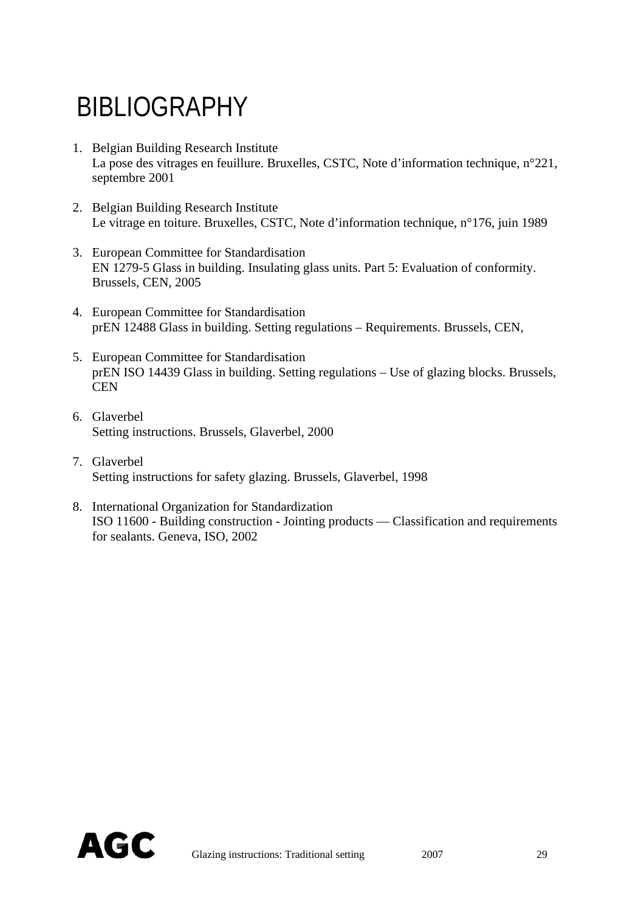# BIBLIOGRAPHY

1. Belgian Building Research Institute
   La pose des vitrages en feuillure. Bruxelles, CSTC, Note d'information technique, n°221, septembre 2001

2. Belgian Building Research Institute
   Le vitrage en toiture. Bruxelles, CSTC, Note d'information technique, n°176, juin 1989

3. European Committee for Standardisation
   EN 1279-5 Glass in building. Insulating glass units. Part 5: Evaluation of conformity. Brussels, CEN, 2005

4. European Committee for Standardisation
   prEN 12488 Glass in building. Setting regulations – Requirements. Brussels, CEN,

5. European Committee for Standardisation
   prEN ISO 14439 Glass in building. Setting regulations – Use of glazing blocks. Brussels, CEN

6. Glaverbel
   Setting instructions. Brussels, Glaverbel, 2000

7. Glaverbel
   Setting instructions for safety glazing. Brussels, Glaverbel, 1998

8. International Organization for Standardization
   ISO 11600 - Building construction - Jointing products — Classification and requirements for sealants. Geneva, ISO, 2002